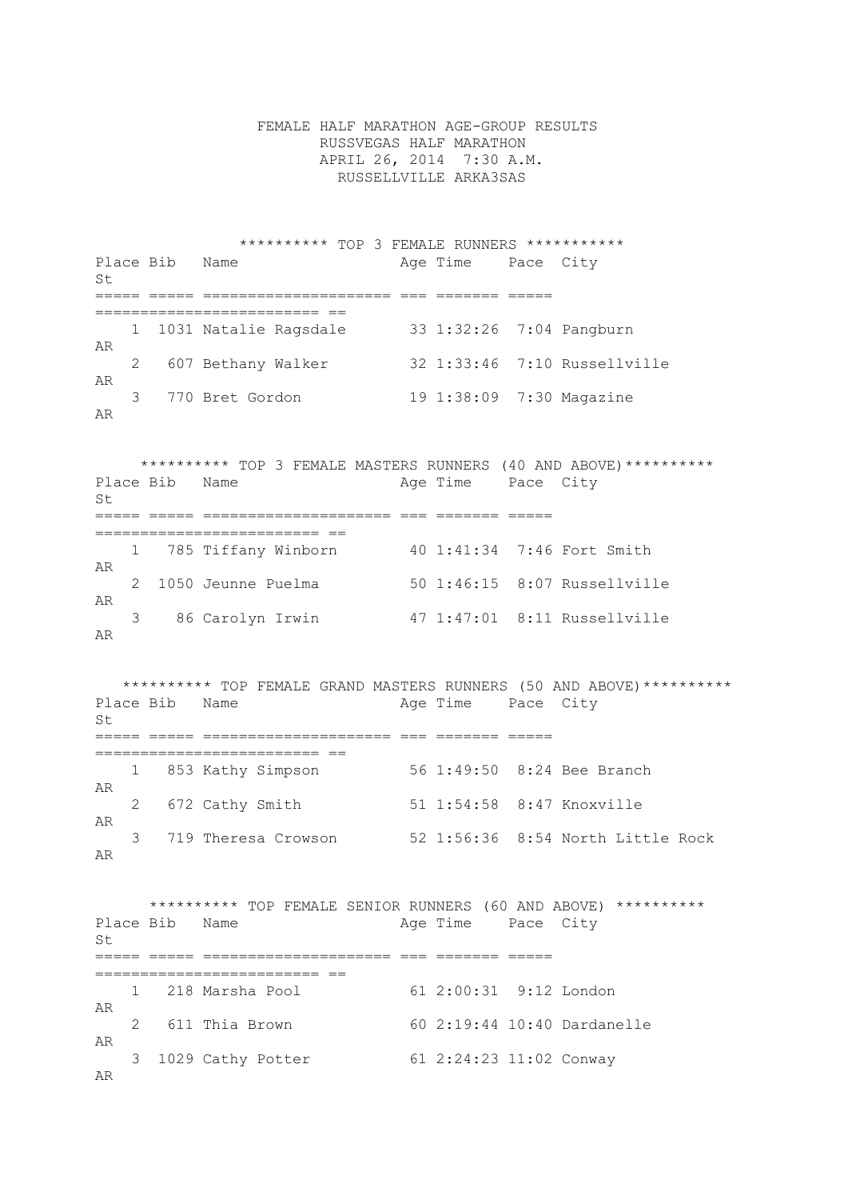# FEMALE HALF MARATHON AGE-GROUP RESULTS

RUSSVEGAS HALF MARATHON

APRIL 26, 2014 7:30 A.M.

RUSSELLVILLE ARKA3SAS

## ********** TOP 3 FEMALE RUNNERS ***********

| Place | Bib | Name | Age | Time | Pace | City | St |
|---|---|---|---|---|---|---|---|
| 1 | 1031 | Natalie Ragsdale | 33 | 1:32:26 | 7:04 | Pangburn | AR |
| 2 | 607 | Bethany Walker | 32 | 1:33:46 | 7:10 | Russellville | AR |
| 3 | 770 | Bret Gordon | 19 | 1:38:09 | 7:30 | Magazine | AR |

## ********** TOP 3 FEMALE MASTERS RUNNERS (40 AND ABOVE)**********

| Place | Bib | Name | Age | Time | Pace | City | St |
|---|---|---|---|---|---|---|---|
| 1 | 785 | Tiffany Winborn | 40 | 1:41:34 | 7:46 | Fort Smith | AR |
| 2 | 1050 | Jeunne Puelma | 50 | 1:46:15 | 8:07 | Russellville | AR |
| 3 | 86 | Carolyn Irwin | 47 | 1:47:01 | 8:11 | Russellville | AR |

## ********** TOP FEMALE GRAND MASTERS RUNNERS (50 AND ABOVE)**********

| Place | Bib | Name | Age | Time | Pace | City | St |
|---|---|---|---|---|---|---|---|
| 1 | 853 | Kathy Simpson | 56 | 1:49:50 | 8:24 | Bee Branch | AR |
| 2 | 672 | Cathy Smith | 51 | 1:54:58 | 8:47 | Knoxville | AR |
| 3 | 719 | Theresa Crowson | 52 | 1:56:36 | 8:54 | North Little Rock | AR |

## ********** TOP FEMALE SENIOR RUNNERS (60 AND ABOVE) **********

| Place | Bib | Name | Age | Time | Pace | City | St |
|---|---|---|---|---|---|---|---|
| 1 | 218 | Marsha Pool | 61 | 2:00:31 | 9:12 | London | AR |
| 2 | 611 | Thia Brown | 60 | 2:19:44 | 10:40 | Dardanelle | AR |
| 3 | 1029 | Cathy Potter | 61 | 2:24:23 | 11:02 | Conway | AR |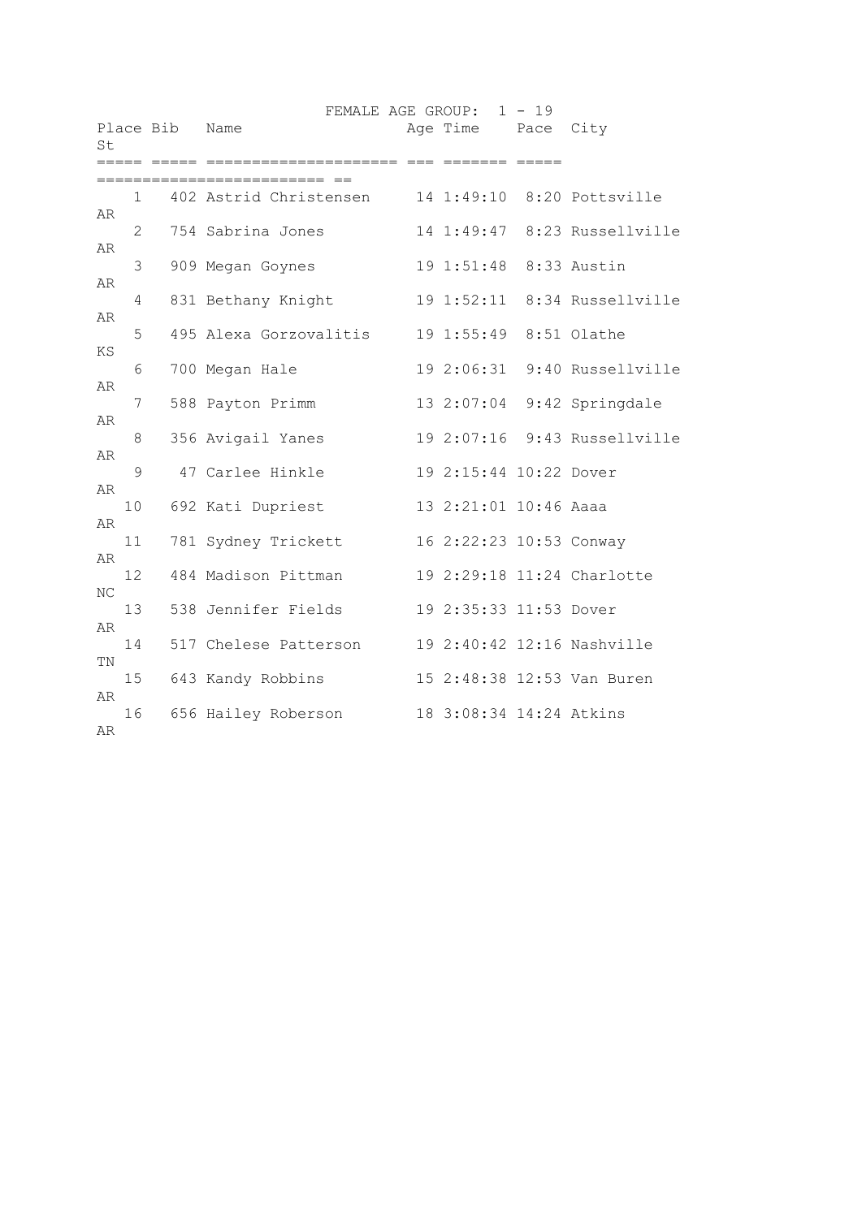FEMALE AGE GROUP: 1 - 19

| Place | Bib | Name | Age | Time | Pace | City | St |
|---|---|---|---|---|---|---|---|
| 1 | 402 | Astrid Christensen | 14 | 1:49:10 | 8:20 | Pottsville | AR |
| 2 | 754 | Sabrina Jones | 14 | 1:49:47 | 8:23 | Russellville | AR |
| 3 | 909 | Megan Goynes | 19 | 1:51:48 | 8:33 | Austin | AR |
| 4 | 831 | Bethany Knight | 19 | 1:52:11 | 8:34 | Russellville | AR |
| 5 | 495 | Alexa Gorzovalitis | 19 | 1:55:49 | 8:51 | Olathe | KS |
| 6 | 700 | Megan Hale | 19 | 2:06:31 | 9:40 | Russellville | AR |
| 7 | 588 | Payton Primm | 13 | 2:07:04 | 9:42 | Springdale | AR |
| 8 | 356 | Avigail Yanes | 19 | 2:07:16 | 9:43 | Russellville | AR |
| 9 | 47 | Carlee Hinkle | 19 | 2:15:44 | 10:22 | Dover | AR |
| 10 | 692 | Kati Dupriest | 13 | 2:21:01 | 10:46 | Aaaa | AR |
| 11 | 781 | Sydney Trickett | 16 | 2:22:23 | 10:53 | Conway | AR |
| 12 | 484 | Madison Pittman | 19 | 2:29:18 | 11:24 | Charlotte | NC |
| 13 | 538 | Jennifer Fields | 19 | 2:35:33 | 11:53 | Dover | AR |
| 14 | 517 | Chelese Patterson | 19 | 2:40:42 | 12:16 | Nashville | TN |
| 15 | 643 | Kandy Robbins | 15 | 2:48:38 | 12:53 | Van Buren | AR |
| 16 | 656 | Hailey Roberson | 18 | 3:08:34 | 14:24 | Atkins | AR |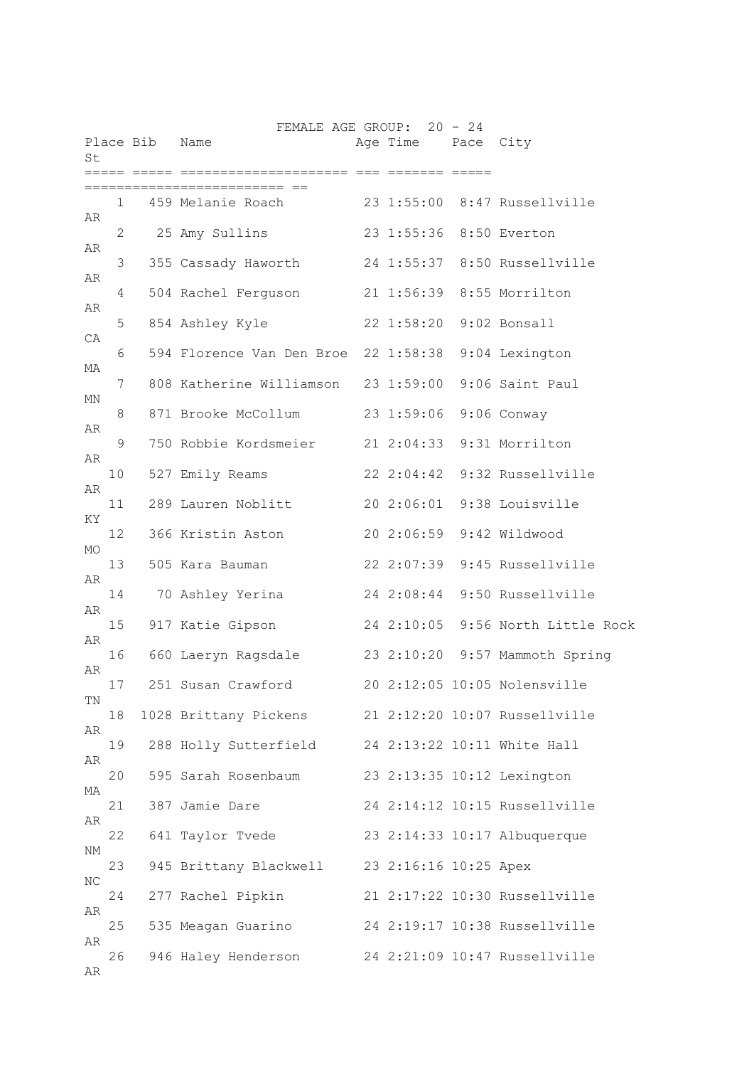FEMALE AGE GROUP: 20 - 24

| Place | Bib | Name | Age | Time | Pace | City | St |
|---|---|---|---|---|---|---|---|
| 1 | 459 | Melanie Roach | 23 | 1:55:00 | 8:47 | Russellville | AR |
| 2 | 25 | Amy Sullins | 23 | 1:55:36 | 8:50 | Everton | AR |
| 3 | 355 | Cassady Haworth | 24 | 1:55:37 | 8:50 | Russellville | AR |
| 4 | 504 | Rachel Ferguson | 21 | 1:56:39 | 8:55 | Morrilton | AR |
| 5 | 854 | Ashley Kyle | 22 | 1:58:20 | 9:02 | Bonsall | CA |
| 6 | 594 | Florence Van Den Broe | 22 | 1:58:38 | 9:04 | Lexington | MA |
| 7 | 808 | Katherine Williamson | 23 | 1:59:00 | 9:06 | Saint Paul | MN |
| 8 | 871 | Brooke McCollum | 23 | 1:59:06 | 9:06 | Conway | AR |
| 9 | 750 | Robbie Kordsmeier | 21 | 2:04:33 | 9:31 | Morrilton | AR |
| 10 | 527 | Emily Reams | 22 | 2:04:42 | 9:32 | Russellville | AR |
| 11 | 289 | Lauren Noblitt | 20 | 2:06:01 | 9:38 | Louisville | KY |
| 12 | 366 | Kristin Aston | 20 | 2:06:59 | 9:42 | Wildwood | MO |
| 13 | 505 | Kara Bauman | 22 | 2:07:39 | 9:45 | Russellville | AR |
| 14 | 70 | Ashley Yerina | 24 | 2:08:44 | 9:50 | Russellville | AR |
| 15 | 917 | Katie Gipson | 24 | 2:10:05 | 9:56 | North Little Rock | AR |
| 16 | 660 | Laeryn Ragsdale | 23 | 2:10:20 | 9:57 | Mammoth Spring | AR |
| 17 | 251 | Susan Crawford | 20 | 2:12:05 | 10:05 | Nolensville | TN |
| 18 | 1028 | Brittany Pickens | 21 | 2:12:20 | 10:07 | Russellville | AR |
| 19 | 288 | Holly Sutterfield | 24 | 2:13:22 | 10:11 | White Hall | AR |
| 20 | 595 | Sarah Rosenbaum | 23 | 2:13:35 | 10:12 | Lexington | MA |
| 21 | 387 | Jamie Dare | 24 | 2:14:12 | 10:15 | Russellville | AR |
| 22 | 641 | Taylor Tvede | 23 | 2:14:33 | 10:17 | Albuquerque | NM |
| 23 | 945 | Brittany Blackwell | 23 | 2:16:16 | 10:25 | Apex | NC |
| 24 | 277 | Rachel Pipkin | 21 | 2:17:22 | 10:30 | Russellville | AR |
| 25 | 535 | Meagan Guarino | 24 | 2:19:17 | 10:38 | Russellville | AR |
| 26 | 946 | Haley Henderson | 24 | 2:21:09 | 10:47 | Russellville | AR |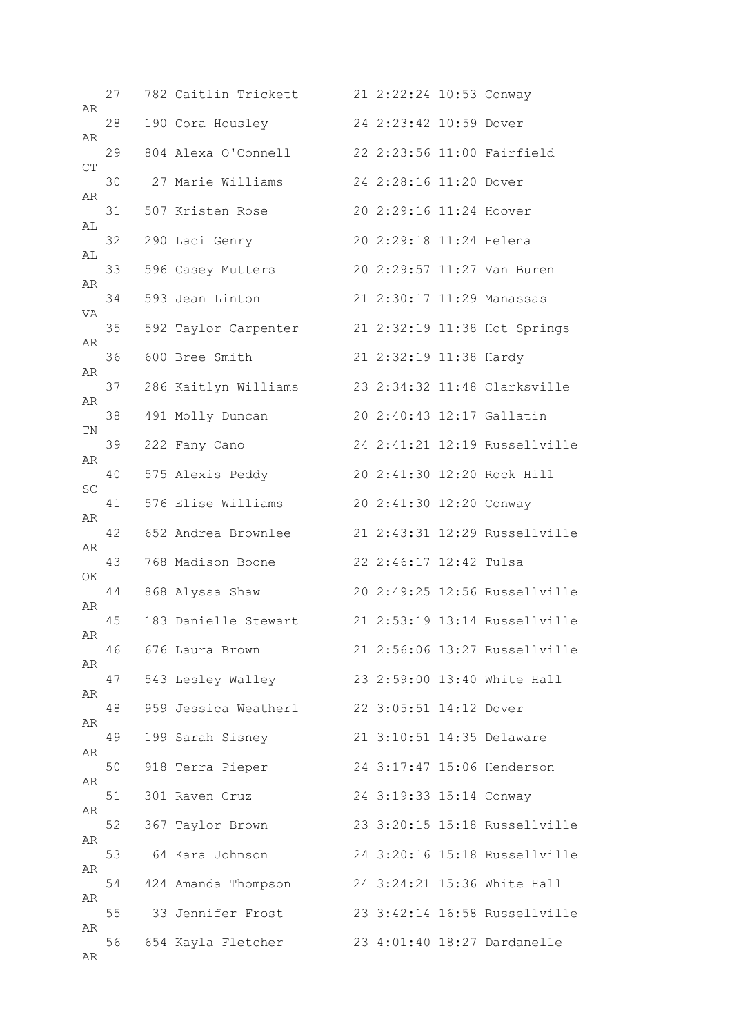```
   27   782 Caitlin Trickett       21 2:22:24 10:53 Conway               AR
   28   190 Cora Housley           24 2:23:42 10:59 Dover                AR
   29   804 Alexa O'Connell        22 2:23:56 11:00 Fairfield            CT
   30    27 Marie Williams         24 2:28:16 11:20 Dover                AR
   31   507 Kristen Rose           20 2:29:16 11:24 Hoover               AL
   32   290 Laci Genry             20 2:29:18 11:24 Helena               AL
   33   596 Casey Mutters          20 2:29:57 11:27 Van Buren            AR
   34   593 Jean Linton            21 2:30:17 11:29 Manassas             VA
   35   592 Taylor Carpenter       21 2:32:19 11:38 Hot Springs          AR
   36   600 Bree Smith             21 2:32:19 11:38 Hardy                AR
   37   286 Kaitlyn Williams       23 2:34:32 11:48 Clarksville          AR
   38   491 Molly Duncan           20 2:40:43 12:17 Gallatin             TN
   39   222 Fany Cano              24 2:41:21 12:19 Russellville         AR
   40   575 Alexis Peddy           20 2:41:30 12:20 Rock Hill            SC
   41   576 Elise Williams         20 2:41:30 12:20 Conway               AR
   42   652 Andrea Brownlee        21 2:43:31 12:29 Russellville         AR
   43   768 Madison Boone          22 2:46:17 12:42 Tulsa                OK
   44   868 Alyssa Shaw            20 2:49:25 12:56 Russellville         AR
   45   183 Danielle Stewart       21 2:53:19 13:14 Russellville         AR
   46   676 Laura Brown            21 2:56:06 13:27 Russellville         AR
   47   543 Lesley Walley          23 2:59:00 13:40 White Hall           AR
   48   959 Jessica Weatherl       22 3:05:51 14:12 Dover                AR
   49   199 Sarah Sisney           21 3:10:51 14:35 Delaware             AR
   50   918 Terra Pieper           24 3:17:47 15:06 Henderson            AR
   51   301 Raven Cruz             24 3:19:33 15:14 Conway               AR
   52   367 Taylor Brown           23 3:20:15 15:18 Russellville         AR
   53    64 Kara Johnson           24 3:20:16 15:18 Russellville         AR
   54   424 Amanda Thompson        24 3:24:21 15:36 White Hall           AR
   55    33 Jennifer Frost         23 3:42:14 16:58 Russellville         AR
   56   654 Kayla Fletcher         23 4:01:40 18:27 Dardanelle           AR
```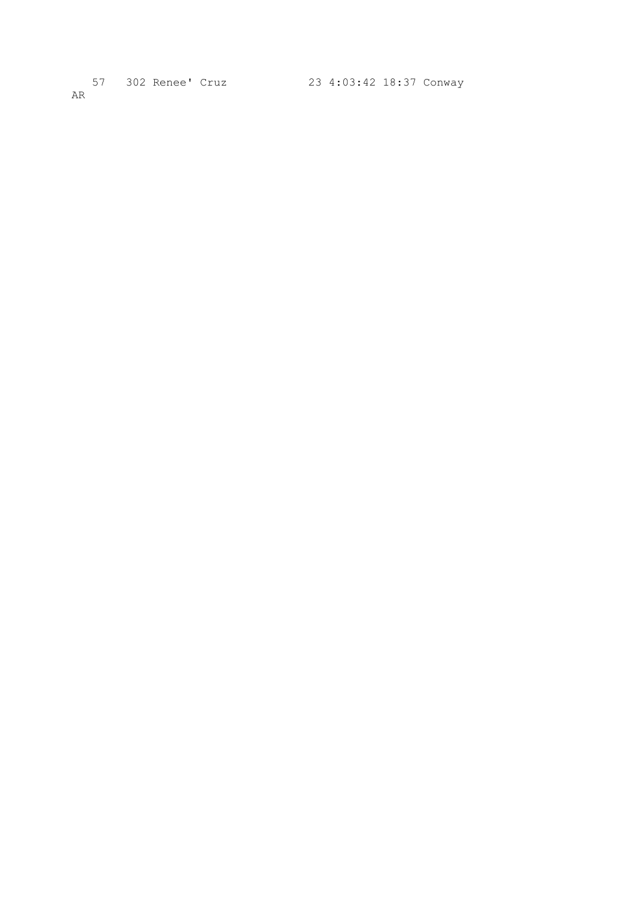```
   57   302 Renee' Cruz             23 4:03:42 18:37 Conway
AR
```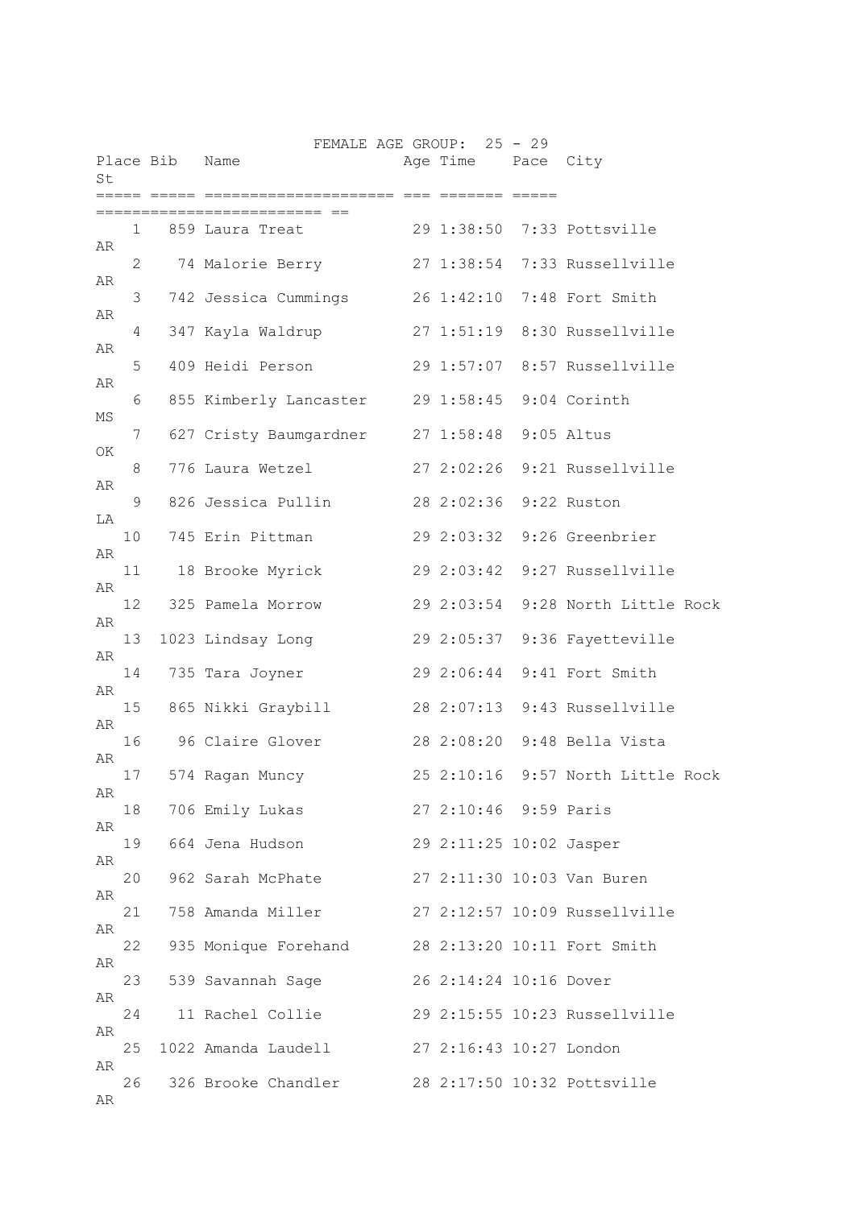FEMALE AGE GROUP: 25 - 29

| Place | Bib | Name | Age | Time | Pace | City | St |
|---|---|---|---|---|---|---|---|
| 1 | 859 | Laura Treat | 29 | 1:38:50 | 7:33 | Pottsville | AR |
| 2 | 74 | Malorie Berry | 27 | 1:38:54 | 7:33 | Russellville | AR |
| 3 | 742 | Jessica Cummings | 26 | 1:42:10 | 7:48 | Fort Smith | AR |
| 4 | 347 | Kayla Waldrup | 27 | 1:51:19 | 8:30 | Russellville | AR |
| 5 | 409 | Heidi Person | 29 | 1:57:07 | 8:57 | Russellville | AR |
| 6 | 855 | Kimberly Lancaster | 29 | 1:58:45 | 9:04 | Corinth | MS |
| 7 | 627 | Cristy Baumgardner | 27 | 1:58:48 | 9:05 | Altus | OK |
| 8 | 776 | Laura Wetzel | 27 | 2:02:26 | 9:21 | Russellville | AR |
| 9 | 826 | Jessica Pullin | 28 | 2:02:36 | 9:22 | Ruston | LA |
| 10 | 745 | Erin Pittman | 29 | 2:03:32 | 9:26 | Greenbrier | AR |
| 11 | 18 | Brooke Myrick | 29 | 2:03:42 | 9:27 | Russellville | AR |
| 12 | 325 | Pamela Morrow | 29 | 2:03:54 | 9:28 | North Little Rock | AR |
| 13 | 1023 | Lindsay Long | 29 | 2:05:37 | 9:36 | Fayetteville | AR |
| 14 | 735 | Tara Joyner | 29 | 2:06:44 | 9:41 | Fort Smith | AR |
| 15 | 865 | Nikki Graybill | 28 | 2:07:13 | 9:43 | Russellville | AR |
| 16 | 96 | Claire Glover | 28 | 2:08:20 | 9:48 | Bella Vista | AR |
| 17 | 574 | Ragan Muncy | 25 | 2:10:16 | 9:57 | North Little Rock | AR |
| 18 | 706 | Emily Lukas | 27 | 2:10:46 | 9:59 | Paris | AR |
| 19 | 664 | Jena Hudson | 29 | 2:11:25 | 10:02 | Jasper | AR |
| 20 | 962 | Sarah McPhate | 27 | 2:11:30 | 10:03 | Van Buren | AR |
| 21 | 758 | Amanda Miller | 27 | 2:12:57 | 10:09 | Russellville | AR |
| 22 | 935 | Monique Forehand | 28 | 2:13:20 | 10:11 | Fort Smith | AR |
| 23 | 539 | Savannah Sage | 26 | 2:14:24 | 10:16 | Dover | AR |
| 24 | 11 | Rachel Collie | 29 | 2:15:55 | 10:23 | Russellville | AR |
| 25 | 1022 | Amanda Laudell | 27 | 2:16:43 | 10:27 | London | AR |
| 26 | 326 | Brooke Chandler | 28 | 2:17:50 | 10:32 | Pottsville | AR |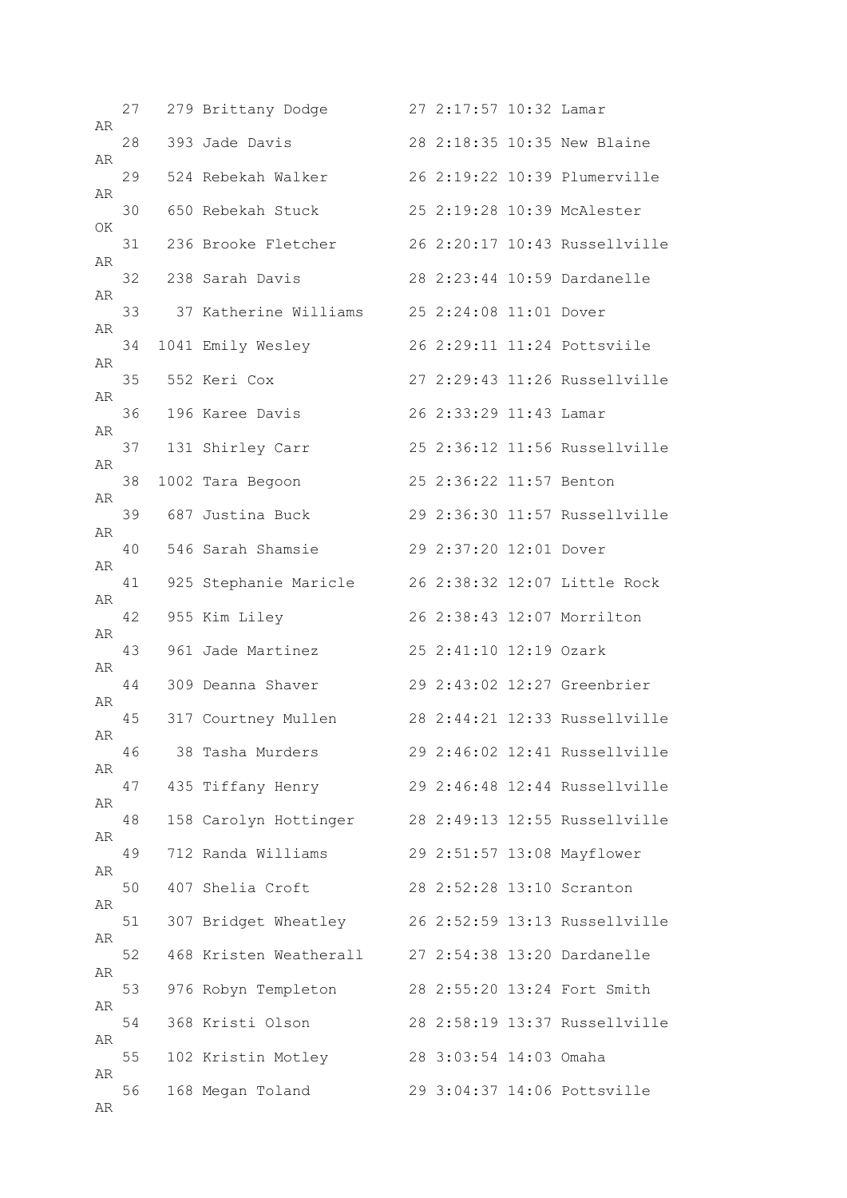```
   27   279 Brittany Dodge         27 2:17:57 10:32 Lamar
AR
   28   393 Jade Davis             28 2:18:35 10:35 New Blaine
AR
   29   524 Rebekah Walker         26 2:19:22 10:39 Plumerville
AR
   30   650 Rebekah Stuck          25 2:19:28 10:39 McAlester
OK
   31   236 Brooke Fletcher        26 2:20:17 10:43 Russellville
AR
   32   238 Sarah Davis            28 2:23:44 10:59 Dardanelle
AR
   33    37 Katherine Williams     25 2:24:08 11:01 Dover
AR
   34  1041 Emily Wesley           26 2:29:11 11:24 Pottsviile
AR
   35   552 Keri Cox               27 2:29:43 11:26 Russellville
AR
   36   196 Karee Davis            26 2:33:29 11:43 Lamar
AR
   37   131 Shirley Carr           25 2:36:12 11:56 Russellville
AR
   38  1002 Tara Begoon            25 2:36:22 11:57 Benton
AR
   39   687 Justina Buck           29 2:36:30 11:57 Russellville
AR
   40   546 Sarah Shamsie          29 2:37:20 12:01 Dover
AR
   41   925 Stephanie Maricle      26 2:38:32 12:07 Little Rock
AR
   42   955 Kim Liley              26 2:38:43 12:07 Morrilton
AR
   43   961 Jade Martinez          25 2:41:10 12:19 Ozark
AR
   44   309 Deanna Shaver          29 2:43:02 12:27 Greenbrier
AR
   45   317 Courtney Mullen        28 2:44:21 12:33 Russellville
AR
   46    38 Tasha Murders          29 2:46:02 12:41 Russellville
AR
   47   435 Tiffany Henry          29 2:46:48 12:44 Russellville
AR
   48   158 Carolyn Hottinger      28 2:49:13 12:55 Russellville
AR
   49   712 Randa Williams         29 2:51:57 13:08 Mayflower
AR
   50   407 Shelia Croft           28 2:52:28 13:10 Scranton
AR
   51   307 Bridget Wheatley       26 2:52:59 13:13 Russellville
AR
   52   468 Kristen Weatherall     27 2:54:38 13:20 Dardanelle
AR
   53   976 Robyn Templeton        28 2:55:20 13:24 Fort Smith
AR
   54   368 Kristi Olson           28 2:58:19 13:37 Russellville
AR
   55   102 Kristin Motley         28 3:03:54 14:03 Omaha
AR
   56   168 Megan Toland           29 3:04:37 14:06 Pottsville
AR
```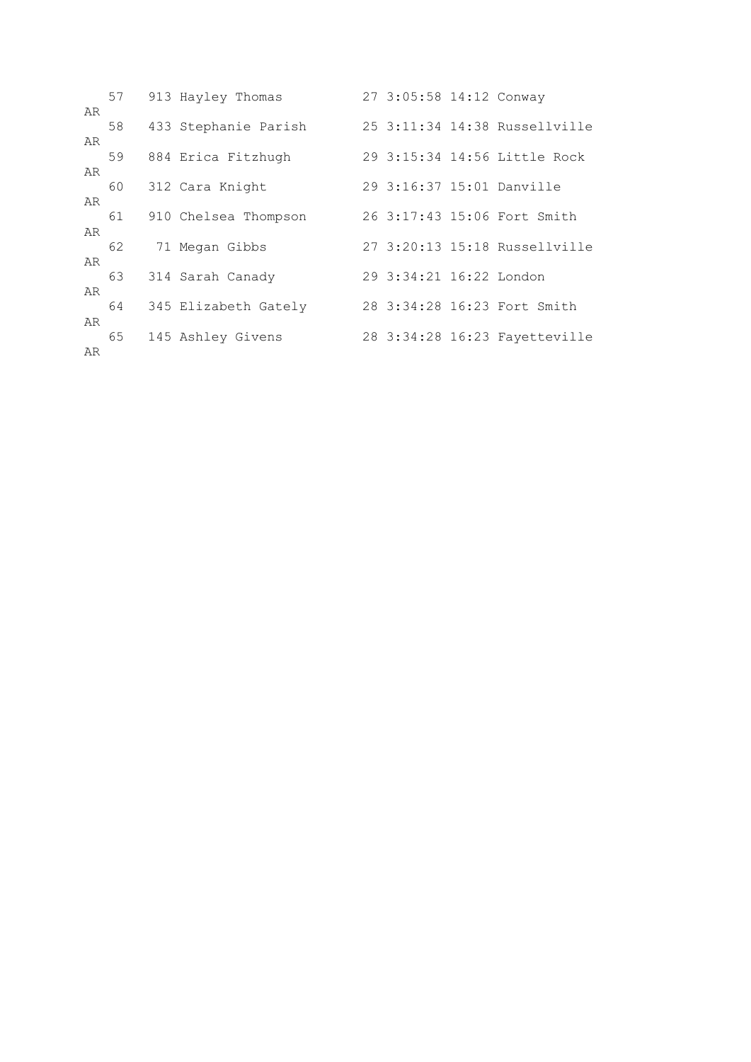```
   57   913 Hayley Thomas          27 3:05:58 14:12 Conway
AR
   58   433 Stephanie Parish       25 3:11:34 14:38 Russellville
AR
   59   884 Erica Fitzhugh         29 3:15:34 14:56 Little Rock
AR
   60   312 Cara Knight            29 3:16:37 15:01 Danville
AR
   61   910 Chelsea Thompson       26 3:17:43 15:06 Fort Smith
AR
   62    71 Megan Gibbs            27 3:20:13 15:18 Russellville
AR
   63   314 Sarah Canady           29 3:34:21 16:22 London
AR
   64   345 Elizabeth Gately       28 3:34:28 16:23 Fort Smith
AR
   65   145 Ashley Givens          28 3:34:28 16:23 Fayetteville
AR
```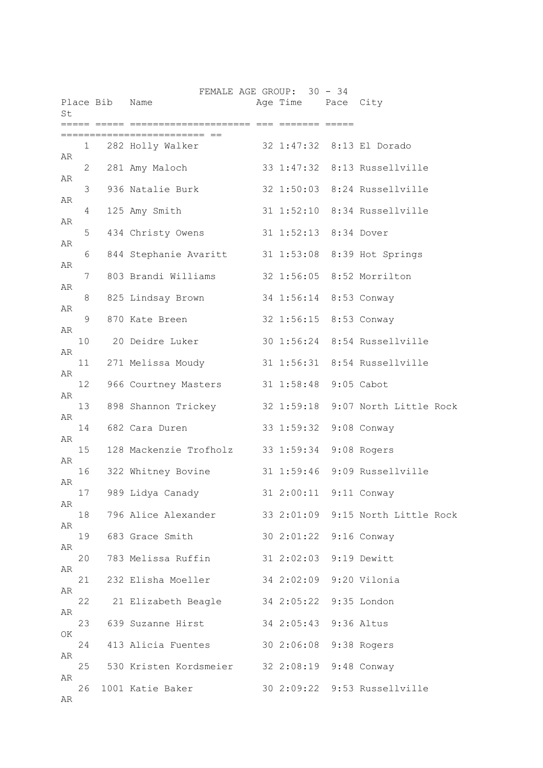FEMALE AGE GROUP: 30 - 34

| Place | Bib | Name | Age | Time | Pace | City | St |
|---|---|---|---|---|---|---|---|
| 1 | 282 | Holly Walker | 32 | 1:47:32 | 8:13 | El Dorado | AR |
| 2 | 281 | Amy Maloch | 33 | 1:47:32 | 8:13 | Russellville | AR |
| 3 | 936 | Natalie Burk | 32 | 1:50:03 | 8:24 | Russellville | AR |
| 4 | 125 | Amy Smith | 31 | 1:52:10 | 8:34 | Russellville | AR |
| 5 | 434 | Christy Owens | 31 | 1:52:13 | 8:34 | Dover | AR |
| 6 | 844 | Stephanie Avaritt | 31 | 1:53:08 | 8:39 | Hot Springs | AR |
| 7 | 803 | Brandi Williams | 32 | 1:56:05 | 8:52 | Morrilton | AR |
| 8 | 825 | Lindsay Brown | 34 | 1:56:14 | 8:53 | Conway | AR |
| 9 | 870 | Kate Breen | 32 | 1:56:15 | 8:53 | Conway | AR |
| 10 | 20 | Deidre Luker | 30 | 1:56:24 | 8:54 | Russellville | AR |
| 11 | 271 | Melissa Moudy | 31 | 1:56:31 | 8:54 | Russellville | AR |
| 12 | 966 | Courtney Masters | 31 | 1:58:48 | 9:05 | Cabot | AR |
| 13 | 898 | Shannon Trickey | 32 | 1:59:18 | 9:07 | North Little Rock | AR |
| 14 | 682 | Cara Duren | 33 | 1:59:32 | 9:08 | Conway | AR |
| 15 | 128 | Mackenzie Trofholz | 33 | 1:59:34 | 9:08 | Rogers | AR |
| 16 | 322 | Whitney Bovine | 31 | 1:59:46 | 9:09 | Russellville | AR |
| 17 | 989 | Lidya Canady | 31 | 2:00:11 | 9:11 | Conway | AR |
| 18 | 796 | Alice Alexander | 33 | 2:01:09 | 9:15 | North Little Rock | AR |
| 19 | 683 | Grace Smith | 30 | 2:01:22 | 9:16 | Conway | AR |
| 20 | 783 | Melissa Ruffin | 31 | 2:02:03 | 9:19 | Dewitt | AR |
| 21 | 232 | Elisha Moeller | 34 | 2:02:09 | 9:20 | Vilonia | AR |
| 22 | 21 | Elizabeth Beagle | 34 | 2:05:22 | 9:35 | London | AR |
| 23 | 639 | Suzanne Hirst | 34 | 2:05:43 | 9:36 | Altus | OK |
| 24 | 413 | Alicia Fuentes | 30 | 2:06:08 | 9:38 | Rogers | AR |
| 25 | 530 | Kristen Kordsmeier | 32 | 2:08:19 | 9:48 | Conway | AR |
| 26 | 1001 | Katie Baker | 30 | 2:09:22 | 9:53 | Russellville | AR |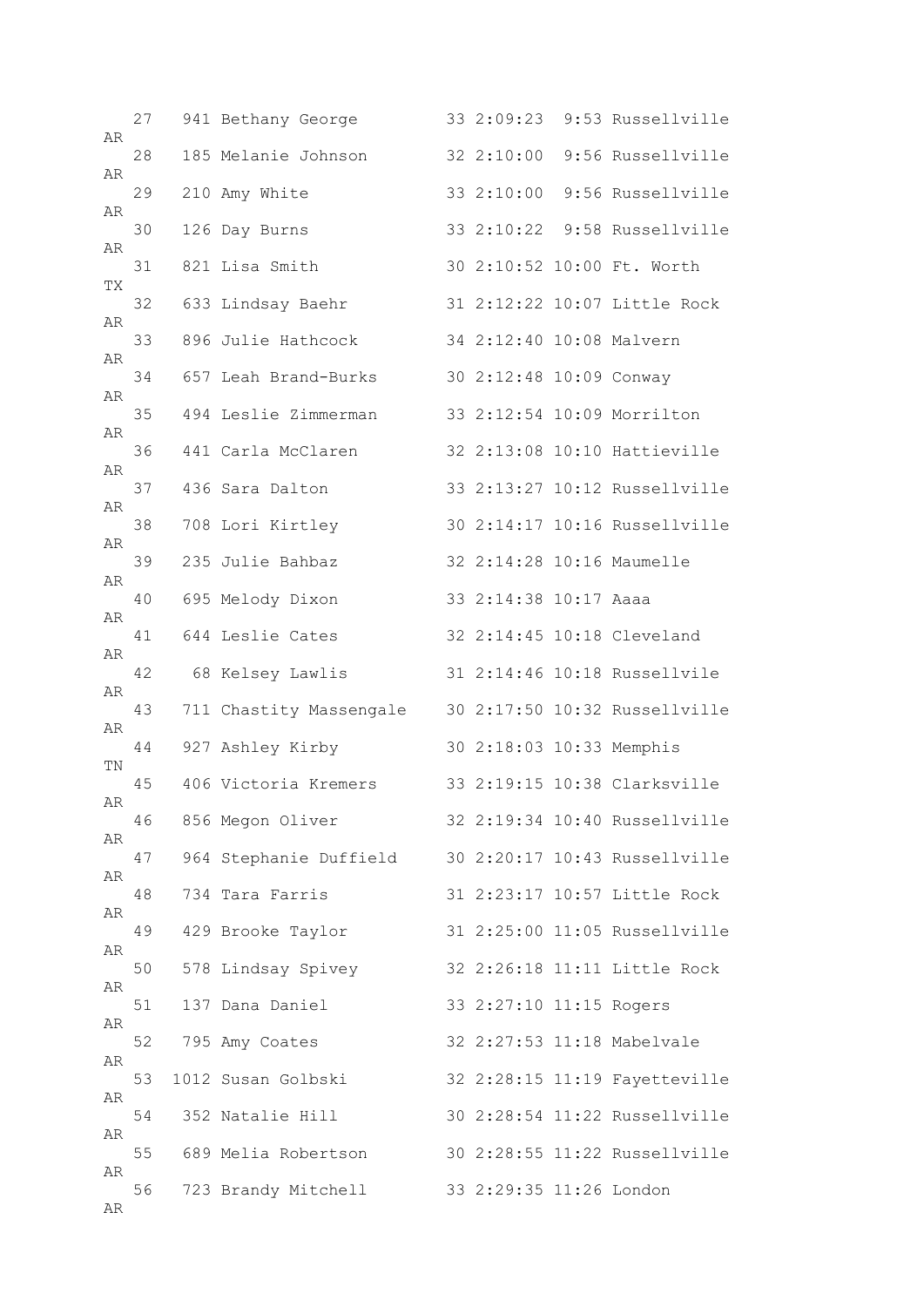```
   27   941 Bethany George         33 2:09:23  9:53 Russellville AR
   28   185 Melanie Johnson        32 2:10:00  9:56 Russellville AR
   29   210 Amy White              33 2:10:00  9:56 Russellville AR
   30   126 Day Burns              33 2:10:22  9:58 Russellville AR
   31   821 Lisa Smith             30 2:10:52 10:00 Ft. Worth TX
   32   633 Lindsay Baehr          31 2:12:22 10:07 Little Rock AR
   33   896 Julie Hathcock         34 2:12:40 10:08 Malvern AR
   34   657 Leah Brand-Burks       30 2:12:48 10:09 Conway AR
   35   494 Leslie Zimmerman       33 2:12:54 10:09 Morrilton AR
   36   441 Carla McClaren         32 2:13:08 10:10 Hattieville AR
   37   436 Sara Dalton            33 2:13:27 10:12 Russellville AR
   38   708 Lori Kirtley           30 2:14:17 10:16 Russellville AR
   39   235 Julie Bahbaz           32 2:14:28 10:16 Maumelle AR
   40   695 Melody Dixon           33 2:14:38 10:17 Aaaa AR
   41   644 Leslie Cates           32 2:14:45 10:18 Cleveland AR
   42    68 Kelsey Lawlis          31 2:14:46 10:18 Russellvile AR
   43   711 Chastity Massengale    30 2:17:50 10:32 Russellville AR
   44   927 Ashley Kirby           30 2:18:03 10:33 Memphis TN
   45   406 Victoria Kremers       33 2:19:15 10:38 Clarksville AR
   46   856 Megon Oliver           32 2:19:34 10:40 Russellville AR
   47   964 Stephanie Duffield     30 2:20:17 10:43 Russellville AR
   48   734 Tara Farris            31 2:23:17 10:57 Little Rock AR
   49   429 Brooke Taylor          31 2:25:00 11:05 Russellville AR
   50   578 Lindsay Spivey         32 2:26:18 11:11 Little Rock AR
   51   137 Dana Daniel            33 2:27:10 11:15 Rogers AR
   52   795 Amy Coates             32 2:27:53 11:18 Mabelvale AR
   53  1012 Susan Golbski          32 2:28:15 11:19 Fayetteville AR
   54   352 Natalie Hill           30 2:28:54 11:22 Russellville AR
   55   689 Melia Robertson        30 2:28:55 11:22 Russellville AR
   56   723 Brandy Mitchell        33 2:29:35 11:26 London AR
```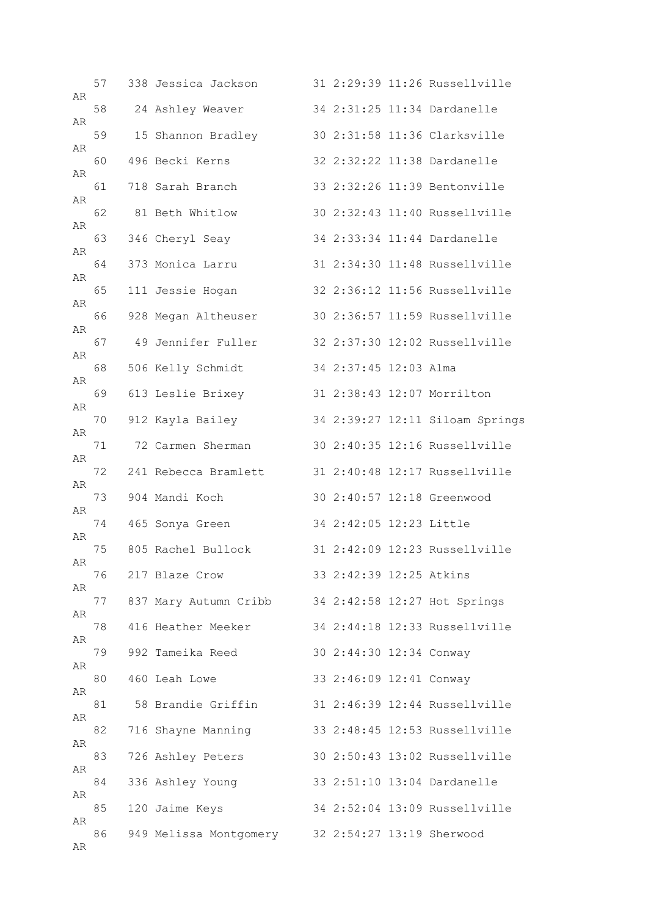```
   57   338 Jessica Jackson        31 2:29:39 11:26 Russellville
AR
   58    24 Ashley Weaver          34 2:31:25 11:34 Dardanelle
AR
   59    15 Shannon Bradley        30 2:31:58 11:36 Clarksville
AR
   60   496 Becki Kerns            32 2:32:22 11:38 Dardanelle
AR
   61   718 Sarah Branch           33 2:32:26 11:39 Bentonville
AR
   62    81 Beth Whitlow           30 2:32:43 11:40 Russellville
AR
   63   346 Cheryl Seay            34 2:33:34 11:44 Dardanelle
AR
   64   373 Monica Larru           31 2:34:30 11:48 Russellville
AR
   65   111 Jessie Hogan           32 2:36:12 11:56 Russellville
AR
   66   928 Megan Altheuser        30 2:36:57 11:59 Russellville
AR
   67    49 Jennifer Fuller        32 2:37:30 12:02 Russellville
AR
   68   506 Kelly Schmidt          34 2:37:45 12:03 Alma
AR
   69   613 Leslie Brixey          31 2:38:43 12:07 Morrilton
AR
   70   912 Kayla Bailey           34 2:39:27 12:11 Siloam Springs
AR
   71    72 Carmen Sherman         30 2:40:35 12:16 Russellville
AR
   72   241 Rebecca Bramlett       31 2:40:48 12:17 Russellville
AR
   73   904 Mandi Koch             30 2:40:57 12:18 Greenwood
AR
   74   465 Sonya Green            34 2:42:05 12:23 Little
AR
   75   805 Rachel Bullock         31 2:42:09 12:23 Russellville
AR
   76   217 Blaze Crow             33 2:42:39 12:25 Atkins
AR
   77   837 Mary Autumn Cribb      34 2:42:58 12:27 Hot Springs
AR
   78   416 Heather Meeker         34 2:44:18 12:33 Russellville
AR
   79   992 Tameika Reed           30 2:44:30 12:34 Conway
AR
   80   460 Leah Lowe              33 2:46:09 12:41 Conway
AR
   81    58 Brandie Griffin        31 2:46:39 12:44 Russellville
AR
   82   716 Shayne Manning         33 2:48:45 12:53 Russellville
AR
   83   726 Ashley Peters          30 2:50:43 13:02 Russellville
AR
   84   336 Ashley Young           33 2:51:10 13:04 Dardanelle
AR
   85   120 Jaime Keys             34 2:52:04 13:09 Russellville
AR
   86   949 Melissa Montgomery     32 2:54:27 13:19 Sherwood
AR
```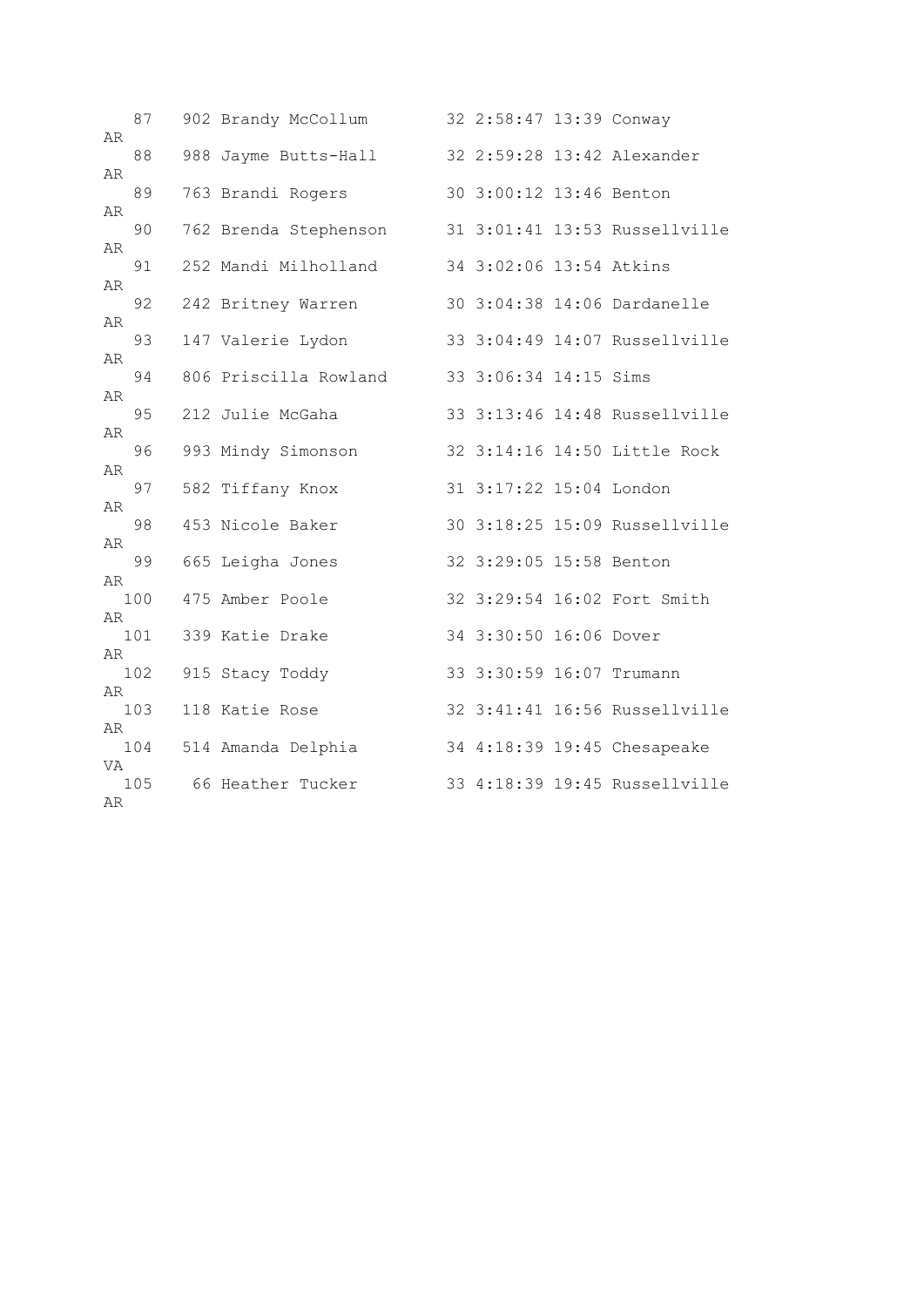```
   87   902 Brandy McCollum        32 2:58:47 13:39 Conway
AR
   88   988 Jayme Butts-Hall       32 2:59:28 13:42 Alexander
AR
   89   763 Brandi Rogers          30 3:00:12 13:46 Benton
AR
   90   762 Brenda Stephenson      31 3:01:41 13:53 Russellville
AR
   91   252 Mandi Milholland       34 3:02:06 13:54 Atkins
AR
   92   242 Britney Warren         30 3:04:38 14:06 Dardanelle
AR
   93   147 Valerie Lydon          33 3:04:49 14:07 Russellville
AR
   94   806 Priscilla Rowland      33 3:06:34 14:15 Sims
AR
   95   212 Julie McGaha           33 3:13:46 14:48 Russellville
AR
   96   993 Mindy Simonson         32 3:14:16 14:50 Little Rock
AR
   97   582 Tiffany Knox           31 3:17:22 15:04 London
AR
   98   453 Nicole Baker           30 3:18:25 15:09 Russellville
AR
   99   665 Leigha Jones           32 3:29:05 15:58 Benton
AR
  100   475 Amber Poole            32 3:29:54 16:02 Fort Smith
AR
  101   339 Katie Drake            34 3:30:50 16:06 Dover
AR
  102   915 Stacy Toddy            33 3:30:59 16:07 Trumann
AR
  103   118 Katie Rose             32 3:41:41 16:56 Russellville
AR
  104   514 Amanda Delphia         34 4:18:39 19:45 Chesapeake
VA
  105    66 Heather Tucker         33 4:18:39 19:45 Russellville
AR
```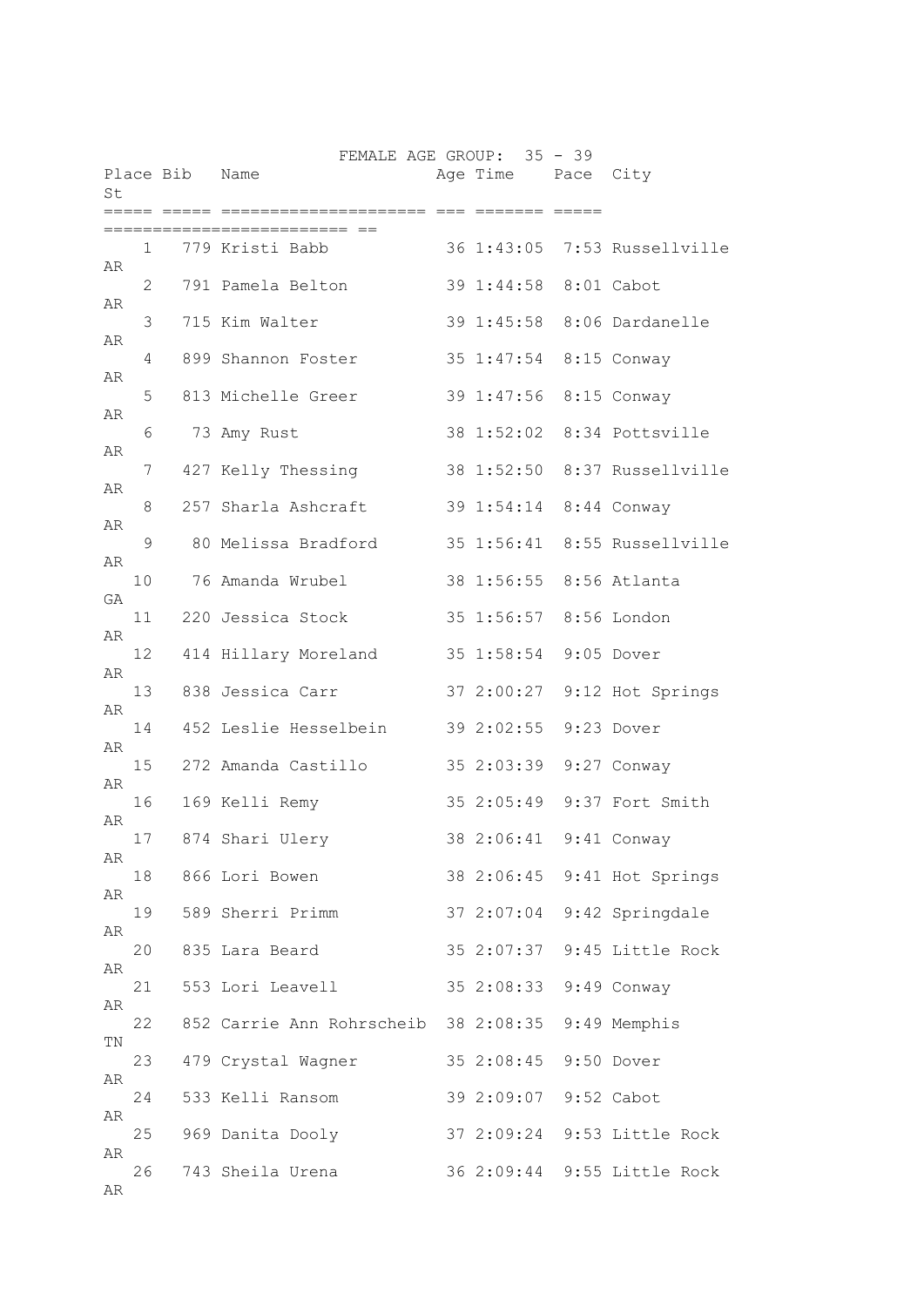FEMALE AGE GROUP: 35 - 39

| Place | Bib | Name | Age | Time | Pace | City | St |
|---|---|---|---|---|---|---|---|
| 1 | 779 | Kristi Babb | 36 | 1:43:05 | 7:53 | Russellville | AR |
| 2 | 791 | Pamela Belton | 39 | 1:44:58 | 8:01 | Cabot | AR |
| 3 | 715 | Kim Walter | 39 | 1:45:58 | 8:06 | Dardanelle | AR |
| 4 | 899 | Shannon Foster | 35 | 1:47:54 | 8:15 | Conway | AR |
| 5 | 813 | Michelle Greer | 39 | 1:47:56 | 8:15 | Conway | AR |
| 6 | 73 | Amy Rust | 38 | 1:52:02 | 8:34 | Pottsville | AR |
| 7 | 427 | Kelly Thessing | 38 | 1:52:50 | 8:37 | Russellville | AR |
| 8 | 257 | Sharla Ashcraft | 39 | 1:54:14 | 8:44 | Conway | AR |
| 9 | 80 | Melissa Bradford | 35 | 1:56:41 | 8:55 | Russellville | AR |
| 10 | 76 | Amanda Wrubel | 38 | 1:56:55 | 8:56 | Atlanta | GA |
| 11 | 220 | Jessica Stock | 35 | 1:56:57 | 8:56 | London | AR |
| 12 | 414 | Hillary Moreland | 35 | 1:58:54 | 9:05 | Dover | AR |
| 13 | 838 | Jessica Carr | 37 | 2:00:27 | 9:12 | Hot Springs | AR |
| 14 | 452 | Leslie Hesselbein | 39 | 2:02:55 | 9:23 | Dover | AR |
| 15 | 272 | Amanda Castillo | 35 | 2:03:39 | 9:27 | Conway | AR |
| 16 | 169 | Kelli Remy | 35 | 2:05:49 | 9:37 | Fort Smith | AR |
| 17 | 874 | Shari Ulery | 38 | 2:06:41 | 9:41 | Conway | AR |
| 18 | 866 | Lori Bowen | 38 | 2:06:45 | 9:41 | Hot Springs | AR |
| 19 | 589 | Sherri Primm | 37 | 2:07:04 | 9:42 | Springdale | AR |
| 20 | 835 | Lara Beard | 35 | 2:07:37 | 9:45 | Little Rock | AR |
| 21 | 553 | Lori Leavell | 35 | 2:08:33 | 9:49 | Conway | AR |
| 22 | 852 | Carrie Ann Rohrscheib | 38 | 2:08:35 | 9:49 | Memphis | TN |
| 23 | 479 | Crystal Wagner | 35 | 2:08:45 | 9:50 | Dover | AR |
| 24 | 533 | Kelli Ransom | 39 | 2:09:07 | 9:52 | Cabot | AR |
| 25 | 969 | Danita Dooly | 37 | 2:09:24 | 9:53 | Little Rock | AR |
| 26 | 743 | Sheila Urena | 36 | 2:09:44 | 9:55 | Little Rock | AR |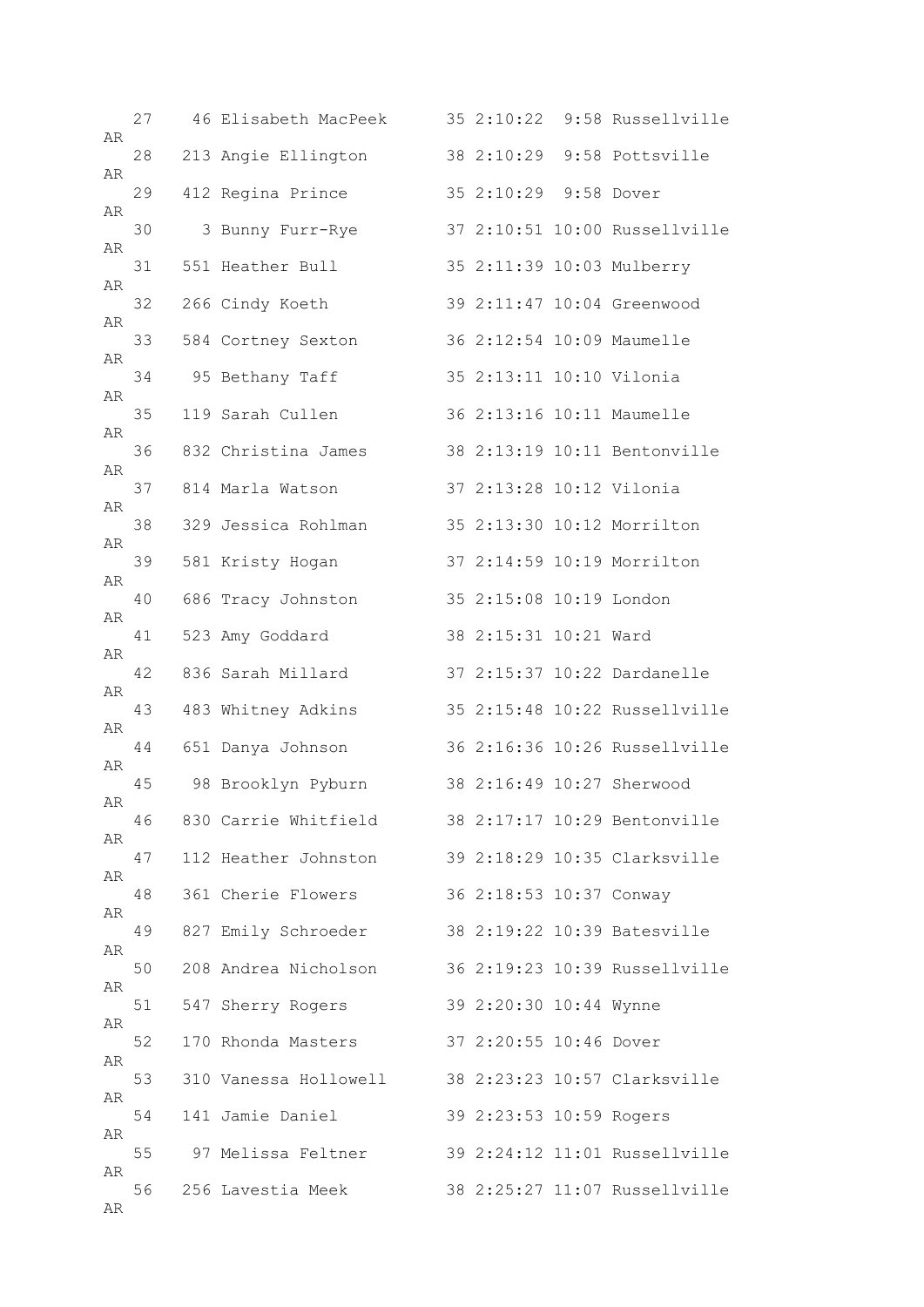```
   27    46 Elisabeth MacPeek      35 2:10:22  9:58 Russellville
AR
   28   213 Angie Ellington        38 2:10:29  9:58 Pottsville
AR
   29   412 Regina Prince          35 2:10:29  9:58 Dover
AR
   30     3 Bunny Furr-Rye         37 2:10:51 10:00 Russellville
AR
   31   551 Heather Bull           35 2:11:39 10:03 Mulberry
AR
   32   266 Cindy Koeth            39 2:11:47 10:04 Greenwood
AR
   33   584 Cortney Sexton         36 2:12:54 10:09 Maumelle
AR
   34    95 Bethany Taff           35 2:13:11 10:10 Vilonia
AR
   35   119 Sarah Cullen           36 2:13:16 10:11 Maumelle
AR
   36   832 Christina James        38 2:13:19 10:11 Bentonville
AR
   37   814 Marla Watson           37 2:13:28 10:12 Vilonia
AR
   38   329 Jessica Rohlman        35 2:13:30 10:12 Morrilton
AR
   39   581 Kristy Hogan           37 2:14:59 10:19 Morrilton
AR
   40   686 Tracy Johnston         35 2:15:08 10:19 London
AR
   41   523 Amy Goddard            38 2:15:31 10:21 Ward
AR
   42   836 Sarah Millard          37 2:15:37 10:22 Dardanelle
AR
   43   483 Whitney Adkins         35 2:15:48 10:22 Russellville
AR
   44   651 Danya Johnson          36 2:16:36 10:26 Russellville
AR
   45    98 Brooklyn Pyburn        38 2:16:49 10:27 Sherwood
AR
   46   830 Carrie Whitfield       38 2:17:17 10:29 Bentonville
AR
   47   112 Heather Johnston       39 2:18:29 10:35 Clarksville
AR
   48   361 Cherie Flowers         36 2:18:53 10:37 Conway
AR
   49   827 Emily Schroeder        38 2:19:22 10:39 Batesville
AR
   50   208 Andrea Nicholson       36 2:19:23 10:39 Russellville
AR
   51   547 Sherry Rogers          39 2:20:30 10:44 Wynne
AR
   52   170 Rhonda Masters         37 2:20:55 10:46 Dover
AR
   53   310 Vanessa Hollowell      38 2:23:23 10:57 Clarksville
AR
   54   141 Jamie Daniel           39 2:23:53 10:59 Rogers
AR
   55    97 Melissa Feltner        39 2:24:12 11:01 Russellville
AR
   56   256 Lavestia Meek          38 2:25:27 11:07 Russellville
AR
```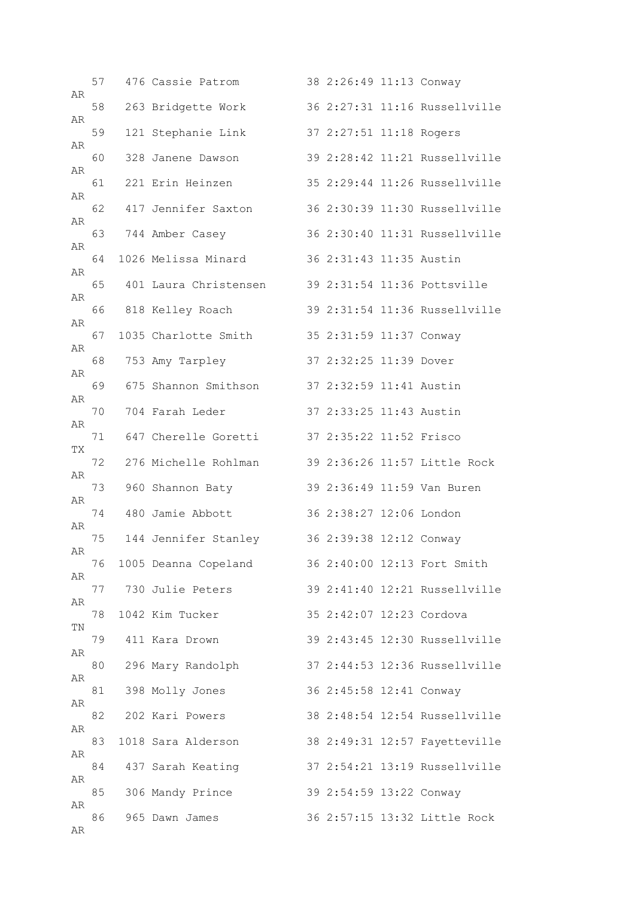```
   57   476 Cassie Patrom          38 2:26:49 11:13 Conway
AR
   58   263 Bridgette Work         36 2:27:31 11:16 Russellville
AR
   59   121 Stephanie Link         37 2:27:51 11:18 Rogers
AR
   60   328 Janene Dawson          39 2:28:42 11:21 Russellville
AR
   61   221 Erin Heinzen           35 2:29:44 11:26 Russellville
AR
   62   417 Jennifer Saxton        36 2:30:39 11:30 Russellville
AR
   63   744 Amber Casey            36 2:30:40 11:31 Russellville
AR
   64  1026 Melissa Minard         36 2:31:43 11:35 Austin
AR
   65   401 Laura Christensen      39 2:31:54 11:36 Pottsville
AR
   66   818 Kelley Roach           39 2:31:54 11:36 Russellville
AR
   67  1035 Charlotte Smith        35 2:31:59 11:37 Conway
AR
   68   753 Amy Tarpley            37 2:32:25 11:39 Dover
AR
   69   675 Shannon Smithson       37 2:32:59 11:41 Austin
AR
   70   704 Farah Leder            37 2:33:25 11:43 Austin
AR
   71   647 Cherelle Goretti       37 2:35:22 11:52 Frisco
TX
   72   276 Michelle Rohlman       39 2:36:26 11:57 Little Rock
AR
   73   960 Shannon Baty           39 2:36:49 11:59 Van Buren
AR
   74   480 Jamie Abbott           36 2:38:27 12:06 London
AR
   75   144 Jennifer Stanley       36 2:39:38 12:12 Conway
AR
   76  1005 Deanna Copeland        36 2:40:00 12:13 Fort Smith
AR
   77   730 Julie Peters           39 2:41:40 12:21 Russellville
AR
   78  1042 Kim Tucker             35 2:42:07 12:23 Cordova
TN
   79   411 Kara Drown             39 2:43:45 12:30 Russellville
AR
   80   296 Mary Randolph          37 2:44:53 12:36 Russellville
AR
   81   398 Molly Jones            36 2:45:58 12:41 Conway
AR
   82   202 Kari Powers            38 2:48:54 12:54 Russellville
AR
   83  1018 Sara Alderson          38 2:49:31 12:57 Fayetteville
AR
   84   437 Sarah Keating          37 2:54:21 13:19 Russellville
AR
   85   306 Mandy Prince           39 2:54:59 13:22 Conway
AR
   86   965 Dawn James             36 2:57:15 13:32 Little Rock
AR
```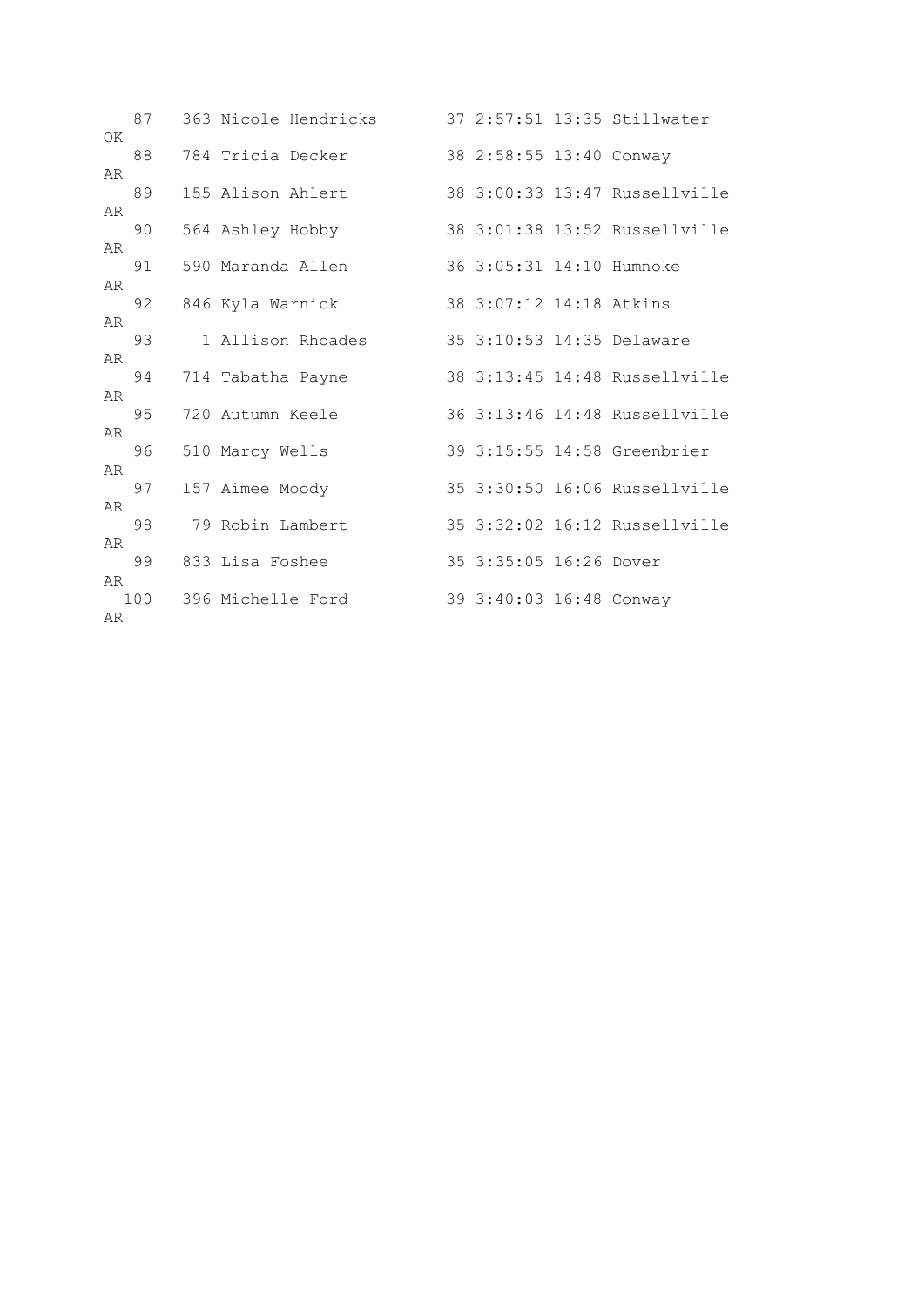```
   87   363 Nicole Hendricks       37 2:57:51 13:35 Stillwater
OK
   88   784 Tricia Decker          38 2:58:55 13:40 Conway
AR
   89   155 Alison Ahlert          38 3:00:33 13:47 Russellville
AR
   90   564 Ashley Hobby           38 3:01:38 13:52 Russellville
AR
   91   590 Maranda Allen          36 3:05:31 14:10 Humnoke
AR
   92   846 Kyla Warnick           38 3:07:12 14:18 Atkins
AR
   93     1 Allison Rhoades        35 3:10:53 14:35 Delaware
AR
   94   714 Tabatha Payne          38 3:13:45 14:48 Russellville
AR
   95   720 Autumn Keele           36 3:13:46 14:48 Russellville
AR
   96   510 Marcy Wells            39 3:15:55 14:58 Greenbrier
AR
   97   157 Aimee Moody            35 3:30:50 16:06 Russellville
AR
   98    79 Robin Lambert          35 3:32:02 16:12 Russellville
AR
   99   833 Lisa Foshee            35 3:35:05 16:26 Dover
AR
  100   396 Michelle Ford          39 3:40:03 16:48 Conway
AR
```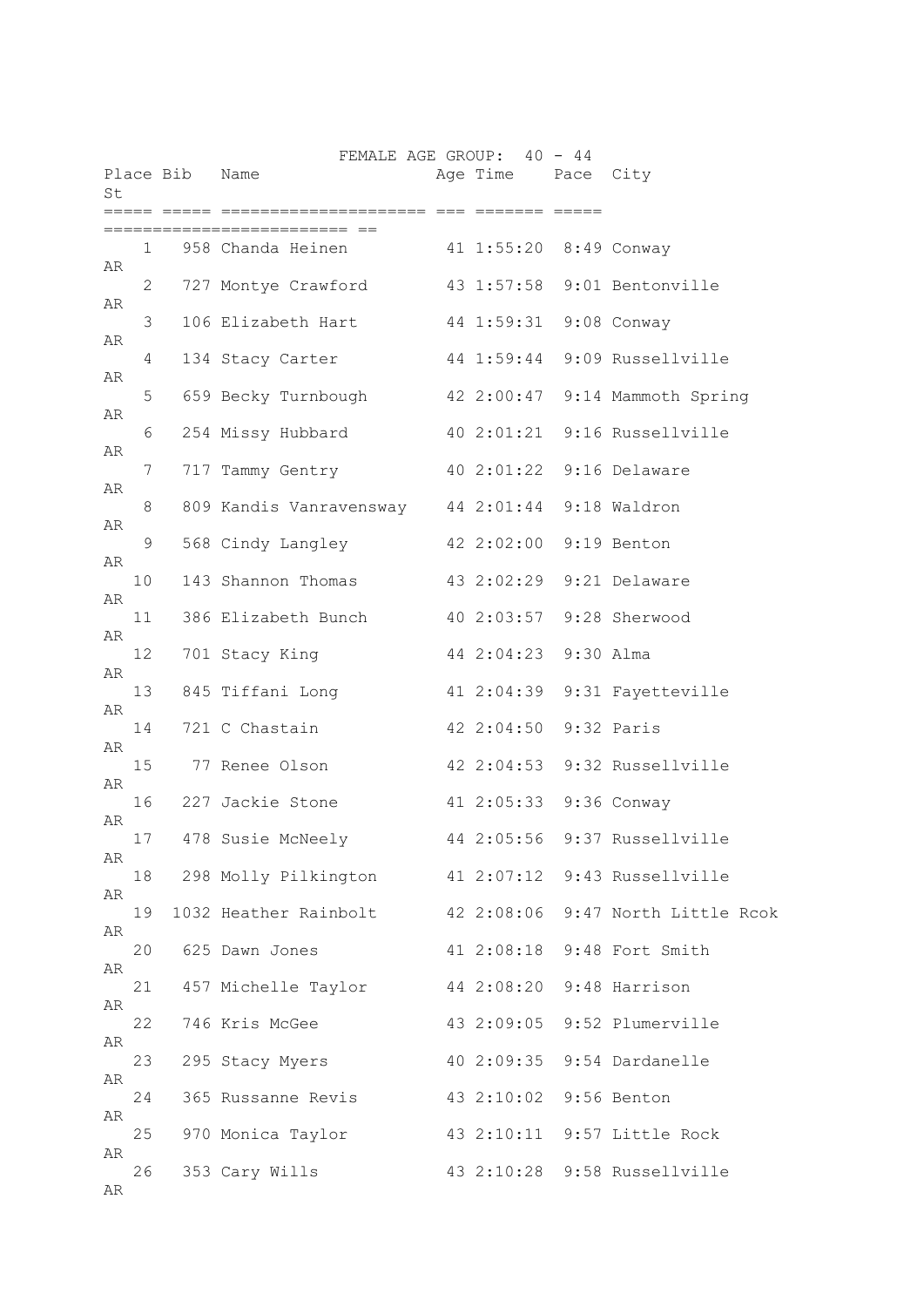FEMALE AGE GROUP: 40 - 44

| Place | Bib | Name | Age | Time | Pace | City | St |
|---|---|---|---|---|---|---|---|
| 1 | 958 | Chanda Heinen | 41 | 1:55:20 | 8:49 | Conway | AR |
| 2 | 727 | Montye Crawford | 43 | 1:57:58 | 9:01 | Bentonville | AR |
| 3 | 106 | Elizabeth Hart | 44 | 1:59:31 | 9:08 | Conway | AR |
| 4 | 134 | Stacy Carter | 44 | 1:59:44 | 9:09 | Russellville | AR |
| 5 | 659 | Becky Turnbough | 42 | 2:00:47 | 9:14 | Mammoth Spring | AR |
| 6 | 254 | Missy Hubbard | 40 | 2:01:21 | 9:16 | Russellville | AR |
| 7 | 717 | Tammy Gentry | 40 | 2:01:22 | 9:16 | Delaware | AR |
| 8 | 809 | Kandis Vanravensway | 44 | 2:01:44 | 9:18 | Waldron | AR |
| 9 | 568 | Cindy Langley | 42 | 2:02:00 | 9:19 | Benton | AR |
| 10 | 143 | Shannon Thomas | 43 | 2:02:29 | 9:21 | Delaware | AR |
| 11 | 386 | Elizabeth Bunch | 40 | 2:03:57 | 9:28 | Sherwood | AR |
| 12 | 701 | Stacy King | 44 | 2:04:23 | 9:30 | Alma | AR |
| 13 | 845 | Tiffani Long | 41 | 2:04:39 | 9:31 | Fayetteville | AR |
| 14 | 721 | C Chastain | 42 | 2:04:50 | 9:32 | Paris | AR |
| 15 | 77 | Renee Olson | 42 | 2:04:53 | 9:32 | Russellville | AR |
| 16 | 227 | Jackie Stone | 41 | 2:05:33 | 9:36 | Conway | AR |
| 17 | 478 | Susie McNeely | 44 | 2:05:56 | 9:37 | Russellville | AR |
| 18 | 298 | Molly Pilkington | 41 | 2:07:12 | 9:43 | Russellville | AR |
| 19 | 1032 | Heather Rainbolt | 42 | 2:08:06 | 9:47 | North Little Rcok | AR |
| 20 | 625 | Dawn Jones | 41 | 2:08:18 | 9:48 | Fort Smith | AR |
| 21 | 457 | Michelle Taylor | 44 | 2:08:20 | 9:48 | Harrison | AR |
| 22 | 746 | Kris McGee | 43 | 2:09:05 | 9:52 | Plumerville | AR |
| 23 | 295 | Stacy Myers | 40 | 2:09:35 | 9:54 | Dardanelle | AR |
| 24 | 365 | Russanne Revis | 43 | 2:10:02 | 9:56 | Benton | AR |
| 25 | 970 | Monica Taylor | 43 | 2:10:11 | 9:57 | Little Rock | AR |
| 26 | 353 | Cary Wills | 43 | 2:10:28 | 9:58 | Russellville | AR |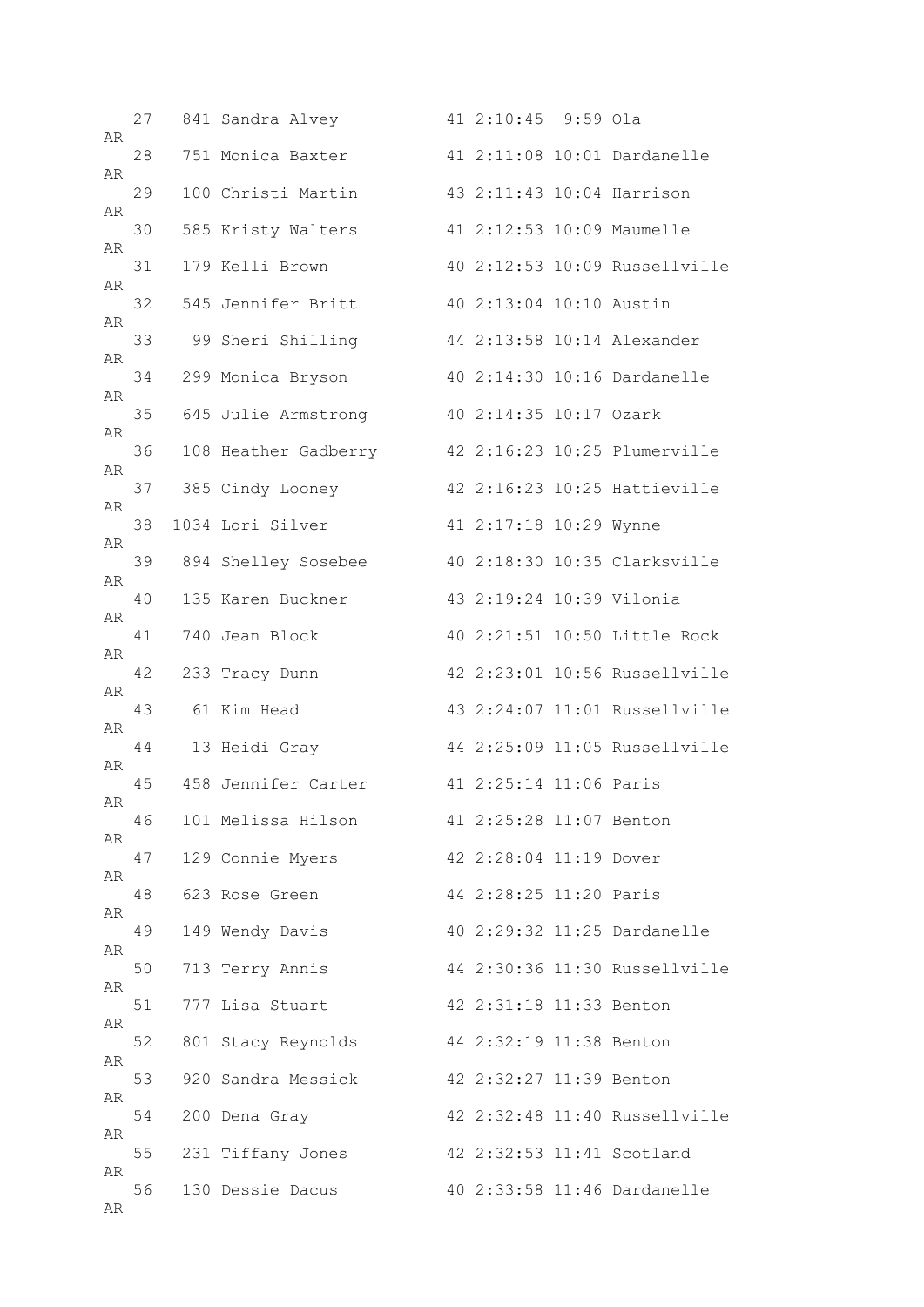```
   27   841 Sandra Alvey           41 2:10:45  9:59 Ola 
AR
   28   751 Monica Baxter          41 2:11:08 10:01 Dardanelle 
AR
   29   100 Christi Martin         43 2:11:43 10:04 Harrison 
AR
   30   585 Kristy Walters         41 2:12:53 10:09 Maumelle 
AR
   31   179 Kelli Brown            40 2:12:53 10:09 Russellville 
AR
   32   545 Jennifer Britt         40 2:13:04 10:10 Austin 
AR
   33    99 Sheri Shilling         44 2:13:58 10:14 Alexander 
AR
   34   299 Monica Bryson          40 2:14:30 10:16 Dardanelle 
AR
   35   645 Julie Armstrong        40 2:14:35 10:17 Ozark 
AR
   36   108 Heather Gadberry       42 2:16:23 10:25 Plumerville 
AR
   37   385 Cindy Looney           42 2:16:23 10:25 Hattieville 
AR
   38  1034 Lori Silver            41 2:17:18 10:29 Wynne 
AR
   39   894 Shelley Sosebee        40 2:18:30 10:35 Clarksville 
AR
   40   135 Karen Buckner          43 2:19:24 10:39 Vilonia 
AR
   41   740 Jean Block             40 2:21:51 10:50 Little Rock 
AR
   42   233 Tracy Dunn             42 2:23:01 10:56 Russellville 
AR
   43    61 Kim Head               43 2:24:07 11:01 Russellville 
AR
   44    13 Heidi Gray             44 2:25:09 11:05 Russellville 
AR
   45   458 Jennifer Carter        41 2:25:14 11:06 Paris 
AR
   46   101 Melissa Hilson         41 2:25:28 11:07 Benton 
AR
   47   129 Connie Myers           42 2:28:04 11:19 Dover 
AR
   48   623 Rose Green             44 2:28:25 11:20 Paris 
AR
   49   149 Wendy Davis            40 2:29:32 11:25 Dardanelle 
AR
   50   713 Terry Annis            44 2:30:36 11:30 Russellville 
AR
   51   777 Lisa Stuart            42 2:31:18 11:33 Benton 
AR
   52   801 Stacy Reynolds         44 2:32:19 11:38 Benton 
AR
   53   920 Sandra Messick         42 2:32:27 11:39 Benton 
AR
   54   200 Dena Gray              42 2:32:48 11:40 Russellville 
AR
   55   231 Tiffany Jones          42 2:32:53 11:41 Scotland 
AR
   56   130 Dessie Dacus           40 2:33:58 11:46 Dardanelle 
AR
```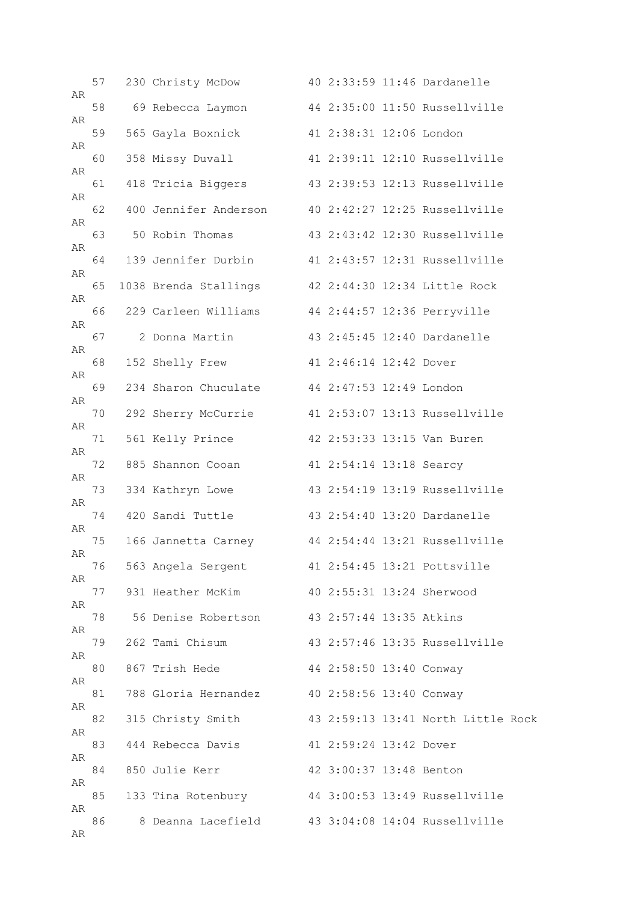```
   57   230 Christy McDow          40 2:33:59 11:46 Dardanelle
AR
   58    69 Rebecca Laymon         44 2:35:00 11:50 Russellville
AR
   59   565 Gayla Boxnick          41 2:38:31 12:06 London
AR
   60   358 Missy Duvall           41 2:39:11 12:10 Russellville
AR
   61   418 Tricia Biggers         43 2:39:53 12:13 Russellville
AR
   62   400 Jennifer Anderson      40 2:42:27 12:25 Russellville
AR
   63    50 Robin Thomas           43 2:43:42 12:30 Russellville
AR
   64   139 Jennifer Durbin        41 2:43:57 12:31 Russellville
AR
   65  1038 Brenda Stallings       42 2:44:30 12:34 Little Rock
AR
   66   229 Carleen Williams       44 2:44:57 12:36 Perryville
AR
   67     2 Donna Martin           43 2:45:45 12:40 Dardanelle
AR
   68   152 Shelly Frew            41 2:46:14 12:42 Dover
AR
   69   234 Sharon Chuculate       44 2:47:53 12:49 London
AR
   70   292 Sherry McCurrie        41 2:53:07 13:13 Russellville
AR
   71   561 Kelly Prince           42 2:53:33 13:15 Van Buren
AR
   72   885 Shannon Cooan          41 2:54:14 13:18 Searcy
AR
   73   334 Kathryn Lowe           43 2:54:19 13:19 Russellville
AR
   74   420 Sandi Tuttle           43 2:54:40 13:20 Dardanelle
AR
   75   166 Jannetta Carney        44 2:54:44 13:21 Russellville
AR
   76   563 Angela Sergent         41 2:54:45 13:21 Pottsville
AR
   77   931 Heather McKim          40 2:55:31 13:24 Sherwood
AR
   78    56 Denise Robertson       43 2:57:44 13:35 Atkins
AR
   79   262 Tami Chisum            43 2:57:46 13:35 Russellville
AR
   80   867 Trish Hede             44 2:58:50 13:40 Conway
AR
   81   788 Gloria Hernandez       40 2:58:56 13:40 Conway
AR
   82   315 Christy Smith          43 2:59:13 13:41 North Little Rock
AR
   83   444 Rebecca Davis          41 2:59:24 13:42 Dover
AR
   84   850 Julie Kerr             42 3:00:37 13:48 Benton
AR
   85   133 Tina Rotenbury         44 3:00:53 13:49 Russellville
AR
   86     8 Deanna Lacefield       43 3:04:08 14:04 Russellville
AR
```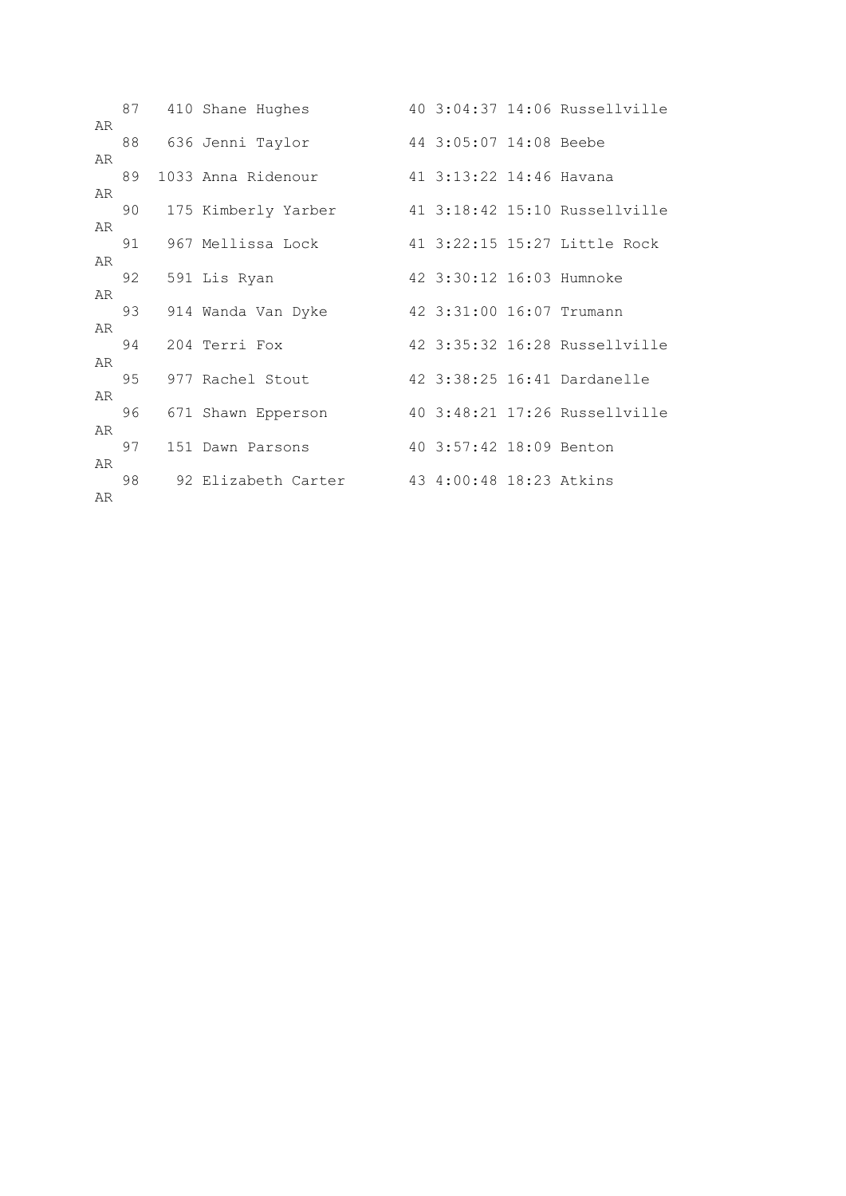```
   87   410 Shane Hughes           40 3:04:37 14:06 Russellville
AR
   88   636 Jenni Taylor           44 3:05:07 14:08 Beebe
AR
   89  1033 Anna Ridenour          41 3:13:22 14:46 Havana
AR
   90   175 Kimberly Yarber        41 3:18:42 15:10 Russellville
AR
   91   967 Mellissa Lock          41 3:22:15 15:27 Little Rock
AR
   92   591 Lis Ryan               42 3:30:12 16:03 Humnoke
AR
   93   914 Wanda Van Dyke         42 3:31:00 16:07 Trumann
AR
   94   204 Terri Fox              42 3:35:32 16:28 Russellville
AR
   95   977 Rachel Stout           42 3:38:25 16:41 Dardanelle
AR
   96   671 Shawn Epperson         40 3:48:21 17:26 Russellville
AR
   97   151 Dawn Parsons           40 3:57:42 18:09 Benton
AR
   98    92 Elizabeth Carter       43 4:00:48 18:23 Atkins
AR
```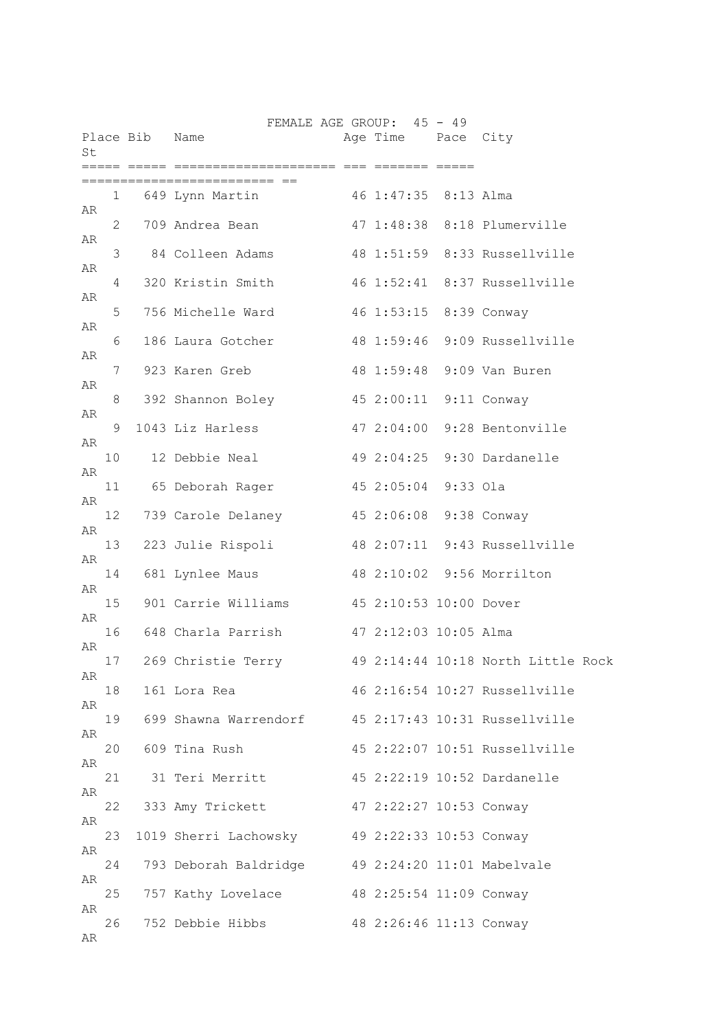FEMALE AGE GROUP: 45 - 49

| Place | Bib | Name | Age | Time | Pace | City | St |
|---|---|---|---|---|---|---|---|
| 1 | 649 | Lynn Martin | 46 | 1:47:35 | 8:13 | Alma | AR |
| 2 | 709 | Andrea Bean | 47 | 1:48:38 | 8:18 | Plumerville | AR |
| 3 | 84 | Colleen Adams | 48 | 1:51:59 | 8:33 | Russellville | AR |
| 4 | 320 | Kristin Smith | 46 | 1:52:41 | 8:37 | Russellville | AR |
| 5 | 756 | Michelle Ward | 46 | 1:53:15 | 8:39 | Conway | AR |
| 6 | 186 | Laura Gotcher | 48 | 1:59:46 | 9:09 | Russellville | AR |
| 7 | 923 | Karen Greb | 48 | 1:59:48 | 9:09 | Van Buren | AR |
| 8 | 392 | Shannon Boley | 45 | 2:00:11 | 9:11 | Conway | AR |
| 9 | 1043 | Liz Harless | 47 | 2:04:00 | 9:28 | Bentonville | AR |
| 10 | 12 | Debbie Neal | 49 | 2:04:25 | 9:30 | Dardanelle | AR |
| 11 | 65 | Deborah Rager | 45 | 2:05:04 | 9:33 | Ola | AR |
| 12 | 739 | Carole Delaney | 45 | 2:06:08 | 9:38 | Conway | AR |
| 13 | 223 | Julie Rispoli | 48 | 2:07:11 | 9:43 | Russellville | AR |
| 14 | 681 | Lynlee Maus | 48 | 2:10:02 | 9:56 | Morrilton | AR |
| 15 | 901 | Carrie Williams | 45 | 2:10:53 | 10:00 | Dover | AR |
| 16 | 648 | Charla Parrish | 47 | 2:12:03 | 10:05 | Alma | AR |
| 17 | 269 | Christie Terry | 49 | 2:14:44 | 10:18 | North Little Rock | AR |
| 18 | 161 | Lora Rea | 46 | 2:16:54 | 10:27 | Russellville | AR |
| 19 | 699 | Shawna Warrendorf | 45 | 2:17:43 | 10:31 | Russellville | AR |
| 20 | 609 | Tina Rush | 45 | 2:22:07 | 10:51 | Russellville | AR |
| 21 | 31 | Teri Merritt | 45 | 2:22:19 | 10:52 | Dardanelle | AR |
| 22 | 333 | Amy Trickett | 47 | 2:22:27 | 10:53 | Conway | AR |
| 23 | 1019 | Sherri Lachowsky | 49 | 2:22:33 | 10:53 | Conway | AR |
| 24 | 793 | Deborah Baldridge | 49 | 2:24:20 | 11:01 | Mabelvale | AR |
| 25 | 757 | Kathy Lovelace | 48 | 2:25:54 | 11:09 | Conway | AR |
| 26 | 752 | Debbie Hibbs | 48 | 2:26:46 | 11:13 | Conway | AR |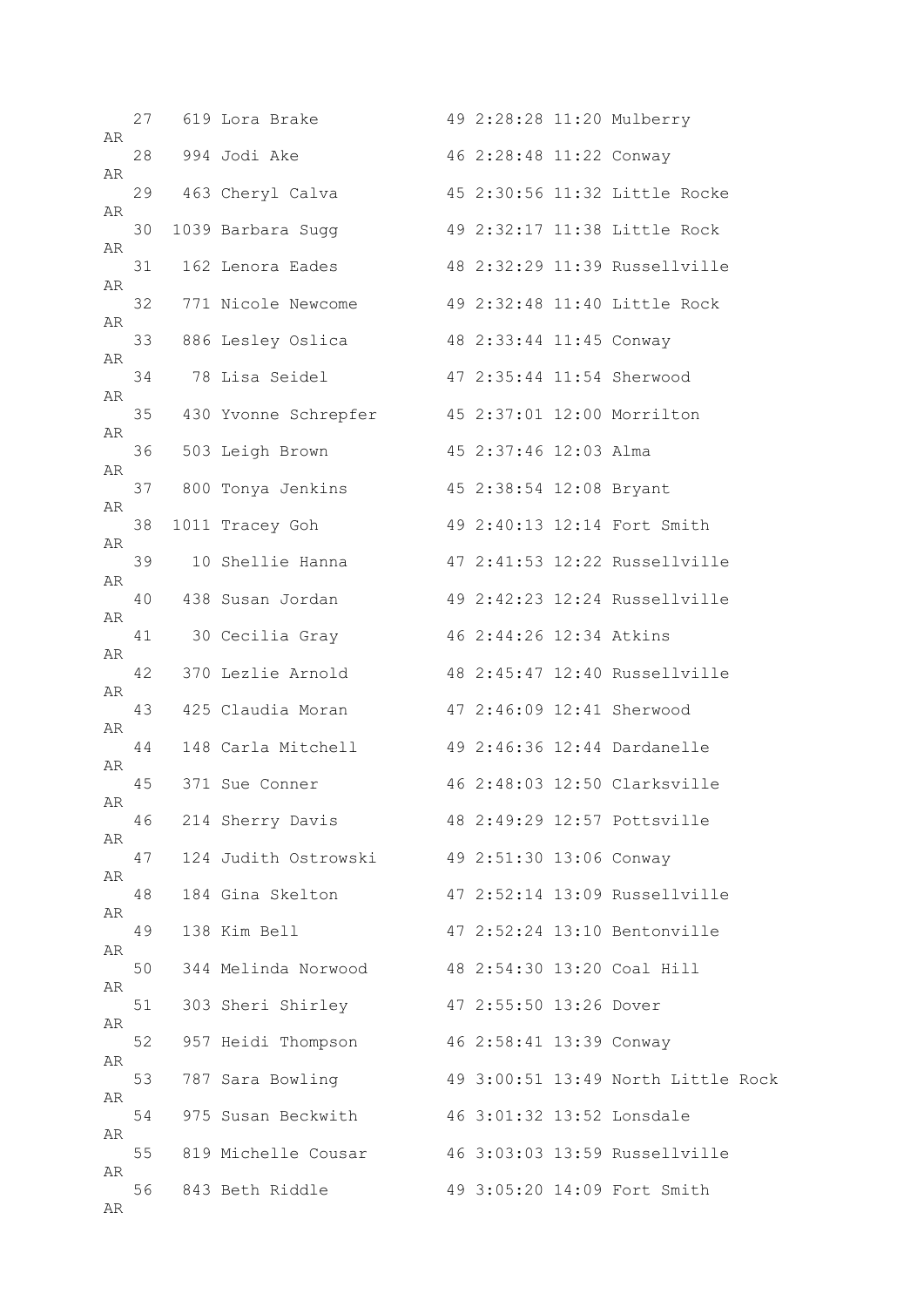```
   27   619 Lora Brake            49 2:28:28 11:20 Mulberry
AR
   28   994 Jodi Ake              46 2:28:48 11:22 Conway
AR
   29   463 Cheryl Calva          45 2:30:56 11:32 Little Rocke
AR
   30  1039 Barbara Sugg          49 2:32:17 11:38 Little Rock
AR
   31   162 Lenora Eades          48 2:32:29 11:39 Russellville
AR
   32   771 Nicole Newcome        49 2:32:48 11:40 Little Rock
AR
   33   886 Lesley Oslica         48 2:33:44 11:45 Conway
AR
   34    78 Lisa Seidel           47 2:35:44 11:54 Sherwood
AR
   35   430 Yvonne Schrepfer      45 2:37:01 12:00 Morrilton
AR
   36   503 Leigh Brown           45 2:37:46 12:03 Alma
AR
   37   800 Tonya Jenkins         45 2:38:54 12:08 Bryant
AR
   38  1011 Tracey Goh            49 2:40:13 12:14 Fort Smith
AR
   39    10 Shellie Hanna         47 2:41:53 12:22 Russellville
AR
   40   438 Susan Jordan          49 2:42:23 12:24 Russellville
AR
   41    30 Cecilia Gray          46 2:44:26 12:34 Atkins
AR
   42   370 Lezlie Arnold         48 2:45:47 12:40 Russellville
AR
   43   425 Claudia Moran         47 2:46:09 12:41 Sherwood
AR
   44   148 Carla Mitchell        49 2:46:36 12:44 Dardanelle
AR
   45   371 Sue Conner            46 2:48:03 12:50 Clarksville
AR
   46   214 Sherry Davis          48 2:49:29 12:57 Pottsville
AR
   47   124 Judith Ostrowski      49 2:51:30 13:06 Conway
AR
   48   184 Gina Skelton          47 2:52:14 13:09 Russellville
AR
   49   138 Kim Bell              47 2:52:24 13:10 Bentonville
AR
   50   344 Melinda Norwood       48 2:54:30 13:20 Coal Hill
AR
   51   303 Sheri Shirley         47 2:55:50 13:26 Dover
AR
   52   957 Heidi Thompson        46 2:58:41 13:39 Conway
AR
   53   787 Sara Bowling          49 3:00:51 13:49 North Little Rock
AR
   54   975 Susan Beckwith        46 3:01:32 13:52 Lonsdale
AR
   55   819 Michelle Cousar       46 3:03:03 13:59 Russellville
AR
   56   843 Beth Riddle           49 3:05:20 14:09 Fort Smith
AR
```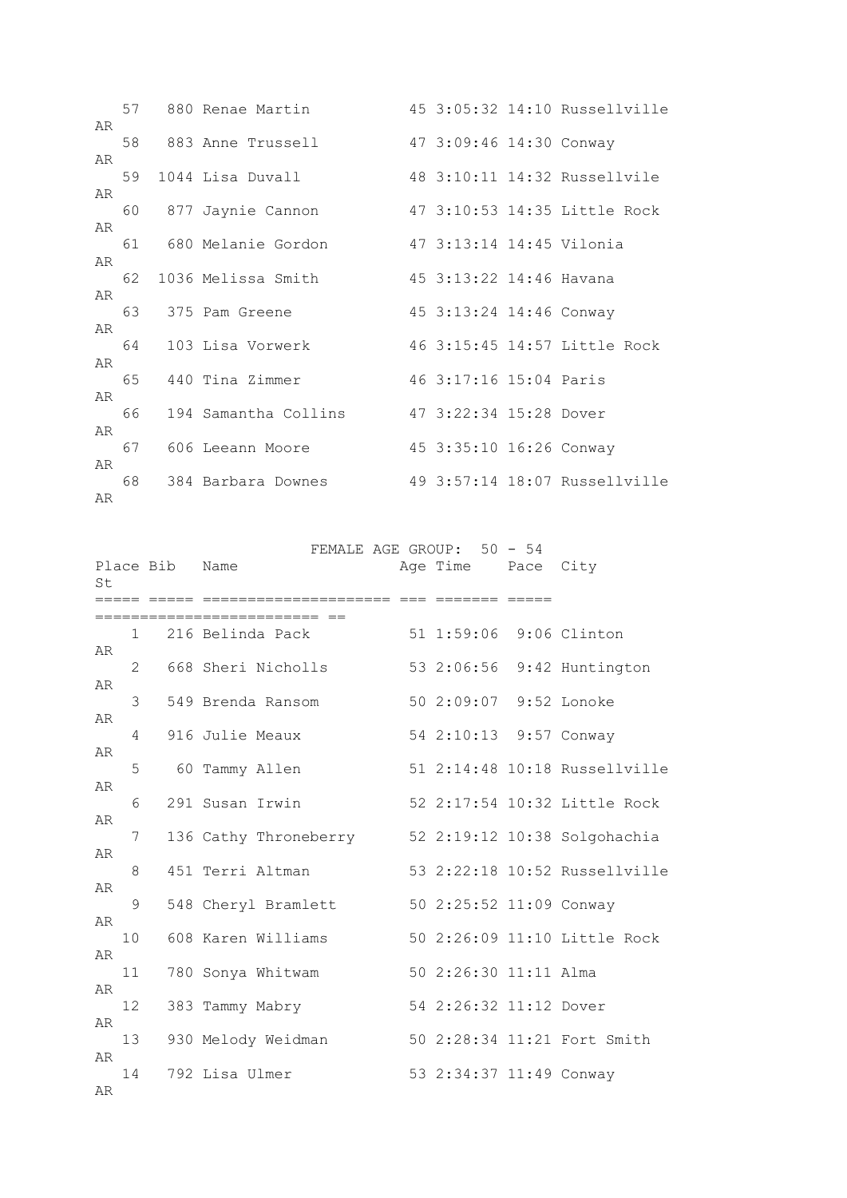| Place | Bib | Name | Age | Time | Pace | City | St |
|---|---|---|---|---|---|---|---|
| 57 | 880 | Renae Martin | 45 | 3:05:32 | 14:10 | Russellville | AR |
| 58 | 883 | Anne Trussell | 47 | 3:09:46 | 14:30 | Conway | AR |
| 59 | 1044 | Lisa Duvall | 48 | 3:10:11 | 14:32 | Russellvile | AR |
| 60 | 877 | Jaynie Cannon | 47 | 3:10:53 | 14:35 | Little Rock | AR |
| 61 | 680 | Melanie Gordon | 47 | 3:13:14 | 14:45 | Vilonia | AR |
| 62 | 1036 | Melissa Smith | 45 | 3:13:22 | 14:46 | Havana | AR |
| 63 | 375 | Pam Greene | 45 | 3:13:24 | 14:46 | Conway | AR |
| 64 | 103 | Lisa Vorwerk | 46 | 3:15:45 | 14:57 | Little Rock | AR |
| 65 | 440 | Tina Zimmer | 46 | 3:17:16 | 15:04 | Paris | AR |
| 66 | 194 | Samantha Collins | 47 | 3:22:34 | 15:28 | Dover | AR |
| 67 | 606 | Leeann Moore | 45 | 3:35:10 | 16:26 | Conway | AR |
| 68 | 384 | Barbara Downes | 49 | 3:57:14 | 18:07 | Russellville | AR |

FEMALE AGE GROUP: 50 - 54

| Place | Bib | Name | Age | Time | Pace | City | St |
|---|---|---|---|---|---|---|---|
| 1 | 216 | Belinda Pack | 51 | 1:59:06 | 9:06 | Clinton | AR |
| 2 | 668 | Sheri Nicholls | 53 | 2:06:56 | 9:42 | Huntington | AR |
| 3 | 549 | Brenda Ransom | 50 | 2:09:07 | 9:52 | Lonoke | AR |
| 4 | 916 | Julie Meaux | 54 | 2:10:13 | 9:57 | Conway | AR |
| 5 | 60 | Tammy Allen | 51 | 2:14:48 | 10:18 | Russellville | AR |
| 6 | 291 | Susan Irwin | 52 | 2:17:54 | 10:32 | Little Rock | AR |
| 7 | 136 | Cathy Throneberry | 52 | 2:19:12 | 10:38 | Solgohachia | AR |
| 8 | 451 | Terri Altman | 53 | 2:22:18 | 10:52 | Russellville | AR |
| 9 | 548 | Cheryl Bramlett | 50 | 2:25:52 | 11:09 | Conway | AR |
| 10 | 608 | Karen Williams | 50 | 2:26:09 | 11:10 | Little Rock | AR |
| 11 | 780 | Sonya Whitwam | 50 | 2:26:30 | 11:11 | Alma | AR |
| 12 | 383 | Tammy Mabry | 54 | 2:26:32 | 11:12 | Dover | AR |
| 13 | 930 | Melody Weidman | 50 | 2:28:34 | 11:21 | Fort Smith | AR |
| 14 | 792 | Lisa Ulmer | 53 | 2:34:37 | 11:49 | Conway | AR |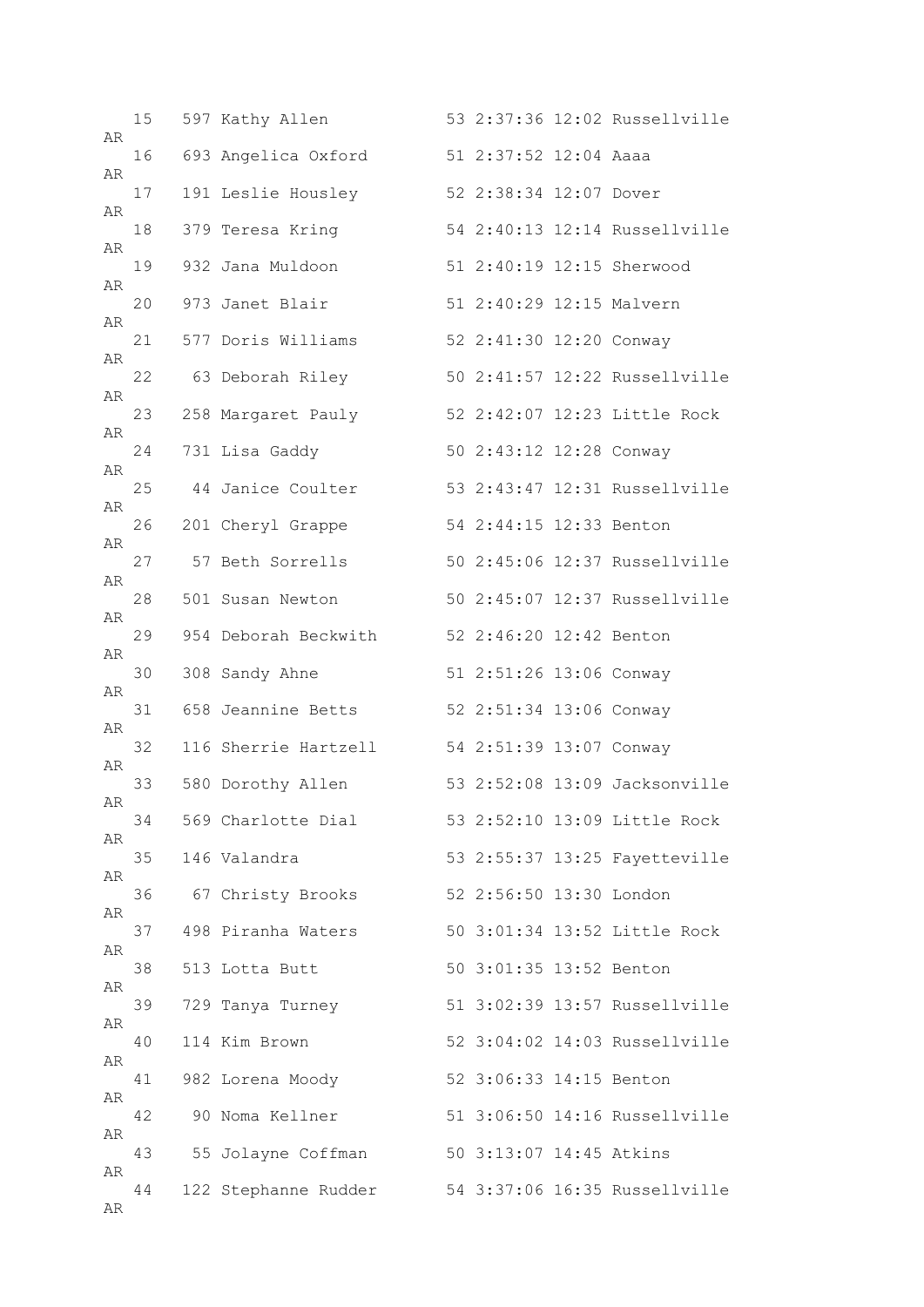```
   15   597 Kathy Allen           53 2:37:36 12:02 Russellville AR
   16   693 Angelica Oxford       51 2:37:52 12:04 Aaaa AR
   17   191 Leslie Housley        52 2:38:34 12:07 Dover AR
   18   379 Teresa Kring          54 2:40:13 12:14 Russellville AR
   19   932 Jana Muldoon          51 2:40:19 12:15 Sherwood AR
   20   973 Janet Blair           51 2:40:29 12:15 Malvern AR
   21   577 Doris Williams        52 2:41:30 12:20 Conway AR
   22    63 Deborah Riley         50 2:41:57 12:22 Russellville AR
   23   258 Margaret Pauly        52 2:42:07 12:23 Little Rock AR
   24   731 Lisa Gaddy            50 2:43:12 12:28 Conway AR
   25    44 Janice Coulter        53 2:43:47 12:31 Russellville AR
   26   201 Cheryl Grappe         54 2:44:15 12:33 Benton AR
   27    57 Beth Sorrells         50 2:45:06 12:37 Russellville AR
   28   501 Susan Newton          50 2:45:07 12:37 Russellville AR
   29   954 Deborah Beckwith      52 2:46:20 12:42 Benton AR
   30   308 Sandy Ahne            51 2:51:26 13:06 Conway AR
   31   658 Jeannine Betts        52 2:51:34 13:06 Conway AR
   32   116 Sherrie Hartzell      54 2:51:39 13:07 Conway AR
   33   580 Dorothy Allen         53 2:52:08 13:09 Jacksonville AR
   34   569 Charlotte Dial        53 2:52:10 13:09 Little Rock AR
   35   146 Valandra              53 2:55:37 13:25 Fayetteville AR
   36    67 Christy Brooks        52 2:56:50 13:30 London AR
   37   498 Piranha Waters        50 3:01:34 13:52 Little Rock AR
   38   513 Lotta Butt            50 3:01:35 13:52 Benton AR
   39   729 Tanya Turney          51 3:02:39 13:57 Russellville AR
   40   114 Kim Brown             52 3:04:02 14:03 Russellville AR
   41   982 Lorena Moody          52 3:06:33 14:15 Benton AR
   42    90 Noma Kellner          51 3:06:50 14:16 Russellville AR
   43    55 Jolayne Coffman       50 3:13:07 14:45 Atkins AR
   44   122 Stephanne Rudder      54 3:37:06 16:35 Russellville AR
```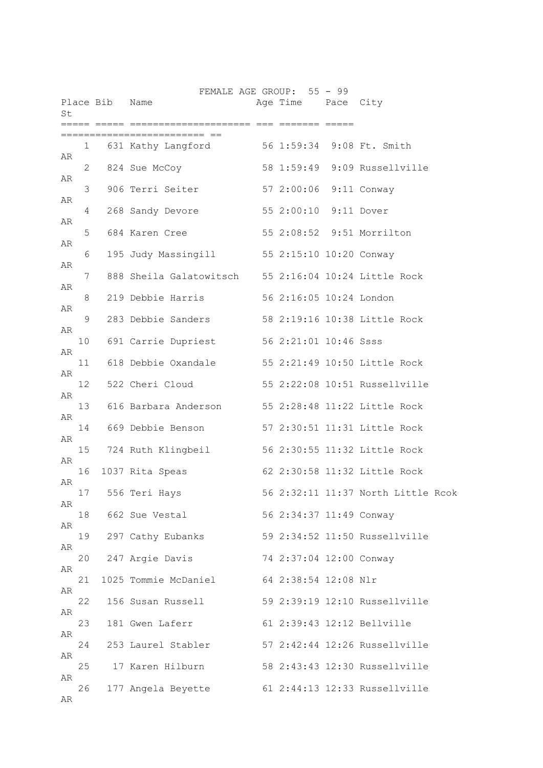FEMALE AGE GROUP: 55 - 99

| Place | Bib | Name | Age | Time | Pace | City | St |
|---|---|---|---|---|---|---|---|
| 1 | 631 | Kathy Langford | 56 | 1:59:34 | 9:08 | Ft. Smith | AR |
| 2 | 824 | Sue McCoy | 58 | 1:59:49 | 9:09 | Russellville | AR |
| 3 | 906 | Terri Seiter | 57 | 2:00:06 | 9:11 | Conway | AR |
| 4 | 268 | Sandy Devore | 55 | 2:00:10 | 9:11 | Dover | AR |
| 5 | 684 | Karen Cree | 55 | 2:08:52 | 9:51 | Morrilton | AR |
| 6 | 195 | Judy Massingill | 55 | 2:15:10 | 10:20 | Conway | AR |
| 7 | 888 | Sheila Galatowitsch | 55 | 2:16:04 | 10:24 | Little Rock | AR |
| 8 | 219 | Debbie Harris | 56 | 2:16:05 | 10:24 | London | AR |
| 9 | 283 | Debbie Sanders | 58 | 2:19:16 | 10:38 | Little Rock | AR |
| 10 | 691 | Carrie Dupriest | 56 | 2:21:01 | 10:46 | Ssss | AR |
| 11 | 618 | Debbie Oxandale | 55 | 2:21:49 | 10:50 | Little Rock | AR |
| 12 | 522 | Cheri Cloud | 55 | 2:22:08 | 10:51 | Russellville | AR |
| 13 | 616 | Barbara Anderson | 55 | 2:28:48 | 11:22 | Little Rock | AR |
| 14 | 669 | Debbie Benson | 57 | 2:30:51 | 11:31 | Little Rock | AR |
| 15 | 724 | Ruth Klingbeil | 56 | 2:30:55 | 11:32 | Little Rock | AR |
| 16 | 1037 | Rita Speas | 62 | 2:30:58 | 11:32 | Little Rock | AR |
| 17 | 556 | Teri Hays | 56 | 2:32:11 | 11:37 | North Little Rcok | AR |
| 18 | 662 | Sue Vestal | 56 | 2:34:37 | 11:49 | Conway | AR |
| 19 | 297 | Cathy Eubanks | 59 | 2:34:52 | 11:50 | Russellville | AR |
| 20 | 247 | Argie Davis | 74 | 2:37:04 | 12:00 | Conway | AR |
| 21 | 1025 | Tommie McDaniel | 64 | 2:38:54 | 12:08 | Nlr | AR |
| 22 | 156 | Susan Russell | 59 | 2:39:19 | 12:10 | Russellville | AR |
| 23 | 181 | Gwen Laferr | 61 | 2:39:43 | 12:12 | Bellville | AR |
| 24 | 253 | Laurel Stabler | 57 | 2:42:44 | 12:26 | Russellville | AR |
| 25 | 17 | Karen Hilburn | 58 | 2:43:43 | 12:30 | Russellville | AR |
| 26 | 177 | Angela Beyette | 61 | 2:44:13 | 12:33 | Russellville | AR |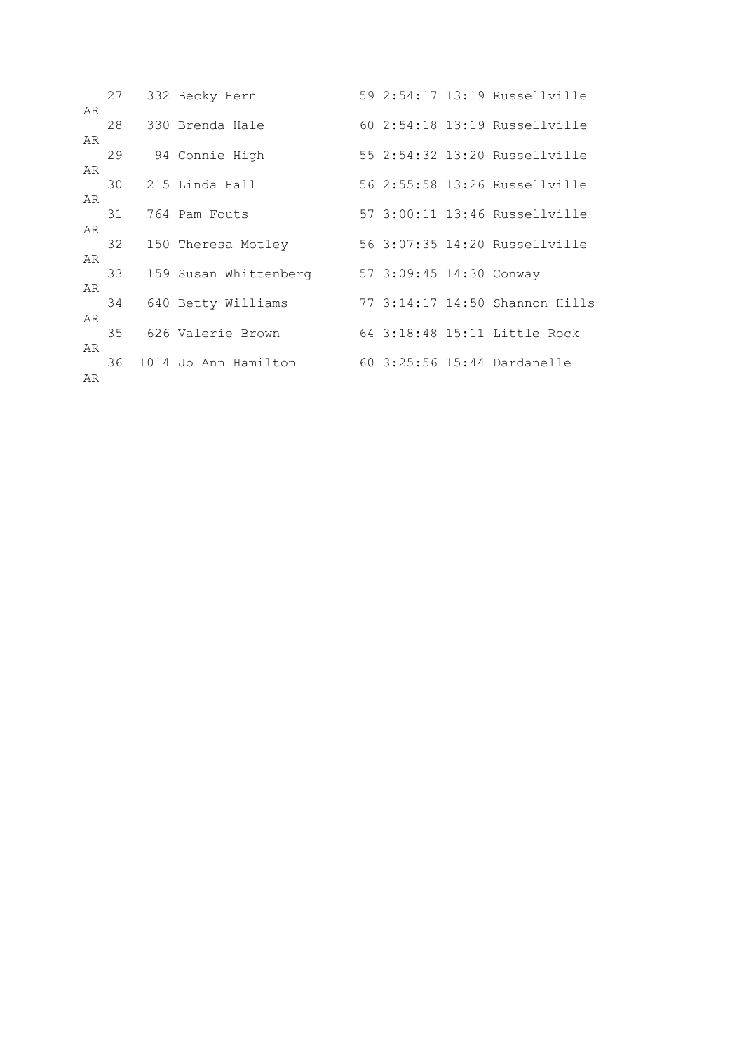```
   27   332 Becky Hern            59 2:54:17 13:19 Russellville
AR
   28   330 Brenda Hale           60 2:54:18 13:19 Russellville
AR
   29    94 Connie High           55 2:54:32 13:20 Russellville
AR
   30   215 Linda Hall            56 2:55:58 13:26 Russellville
AR
   31   764 Pam Fouts             57 3:00:11 13:46 Russellville
AR
   32   150 Theresa Motley        56 3:07:35 14:20 Russellville
AR
   33   159 Susan Whittenberg     57 3:09:45 14:30 Conway
AR
   34   640 Betty Williams        77 3:14:17 14:50 Shannon Hills
AR
   35   626 Valerie Brown         64 3:18:48 15:11 Little Rock
AR
   36  1014 Jo Ann Hamilton       60 3:25:56 15:44 Dardanelle
AR
```